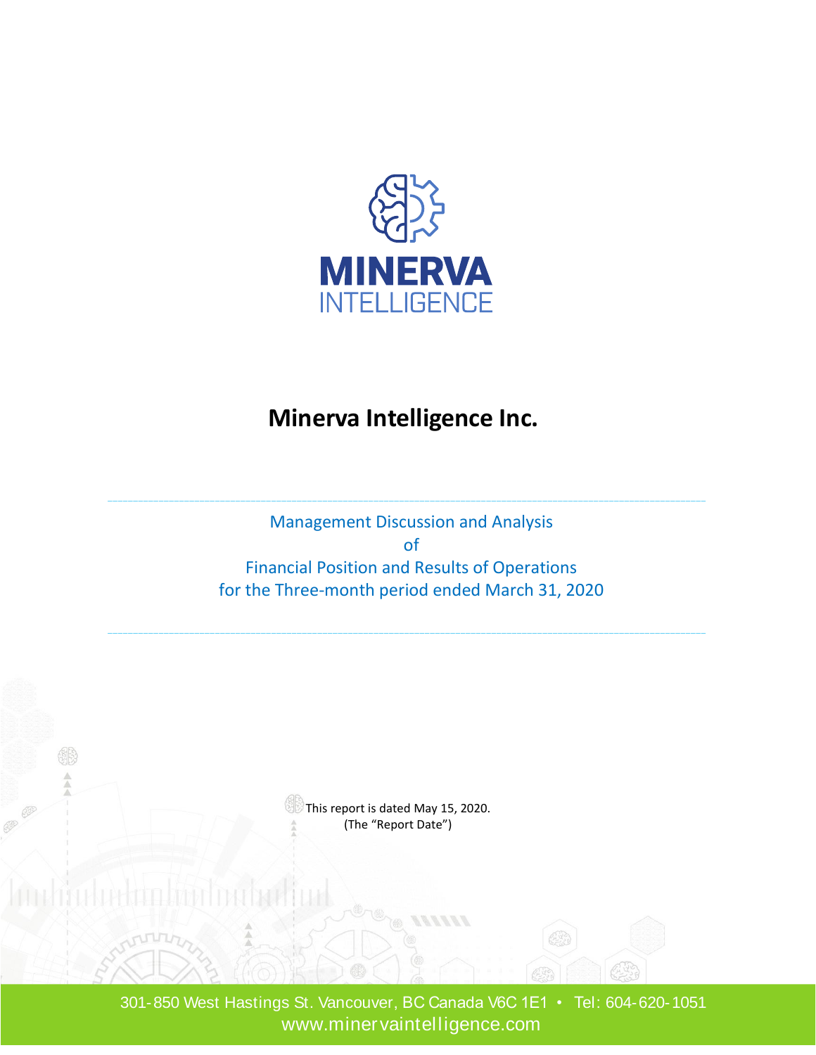MINERVA
INTELLIGENCE

# Minerva Intelligence Inc.

Management Discussion and Analysis
of
Financial Position and Results of Operations
for the Three-month period ended March 31, 2020

This report is dated May 15, 2020.
(The "Report Date")

301-850 West Hastings St. Vancouver, BC Canada V6C 1E1 • Tel: 604-620-1051
www.minervaintelligence.com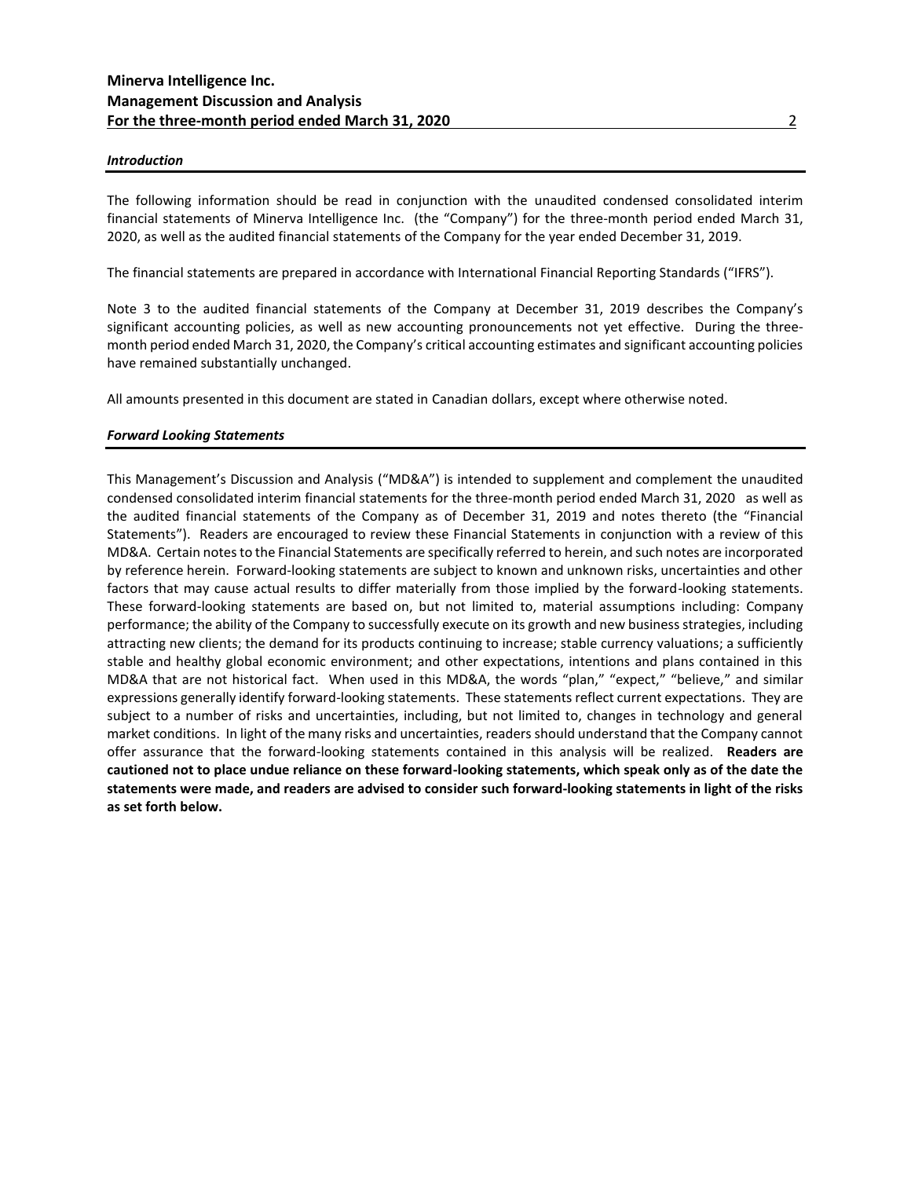### *Introduction*

The following information should be read in conjunction with the unaudited condensed consolidated interim financial statements of Minerva Intelligence Inc. (the "Company") for the three-month period ended March 31, 2020, as well as the audited financial statements of the Company for the year ended December 31, 2019.

The financial statements are prepared in accordance with International Financial Reporting Standards ("IFRS").

Note 3 to the audited financial statements of the Company at December 31, 2019 describes the Company's significant accounting policies, as well as new accounting pronouncements not yet effective. During the three-month period ended March 31, 2020, the Company's critical accounting estimates and significant accounting policies have remained substantially unchanged.

All amounts presented in this document are stated in Canadian dollars, except where otherwise noted.

### *Forward Looking Statements*

This Management's Discussion and Analysis ("MD&A") is intended to supplement and complement the unaudited condensed consolidated interim financial statements for the three-month period ended March 31, 2020 as well as the audited financial statements of the Company as of December 31, 2019 and notes thereto (the "Financial Statements"). Readers are encouraged to review these Financial Statements in conjunction with a review of this MD&A. Certain notes to the Financial Statements are specifically referred to herein, and such notes are incorporated by reference herein. Forward-looking statements are subject to known and unknown risks, uncertainties and other factors that may cause actual results to differ materially from those implied by the forward-looking statements. These forward-looking statements are based on, but not limited to, material assumptions including: Company performance; the ability of the Company to successfully execute on its growth and new business strategies, including attracting new clients; the demand for its products continuing to increase; stable currency valuations; a sufficiently stable and healthy global economic environment; and other expectations, intentions and plans contained in this MD&A that are not historical fact. When used in this MD&A, the words "plan," "expect," "believe," and similar expressions generally identify forward-looking statements. These statements reflect current expectations. They are subject to a number of risks and uncertainties, including, but not limited to, changes in technology and general market conditions. In light of the many risks and uncertainties, readers should understand that the Company cannot offer assurance that the forward-looking statements contained in this analysis will be realized. **Readers are cautioned not to place undue reliance on these forward-looking statements, which speak only as of the date the statements were made, and readers are advised to consider such forward-looking statements in light of the risks as set forth below.**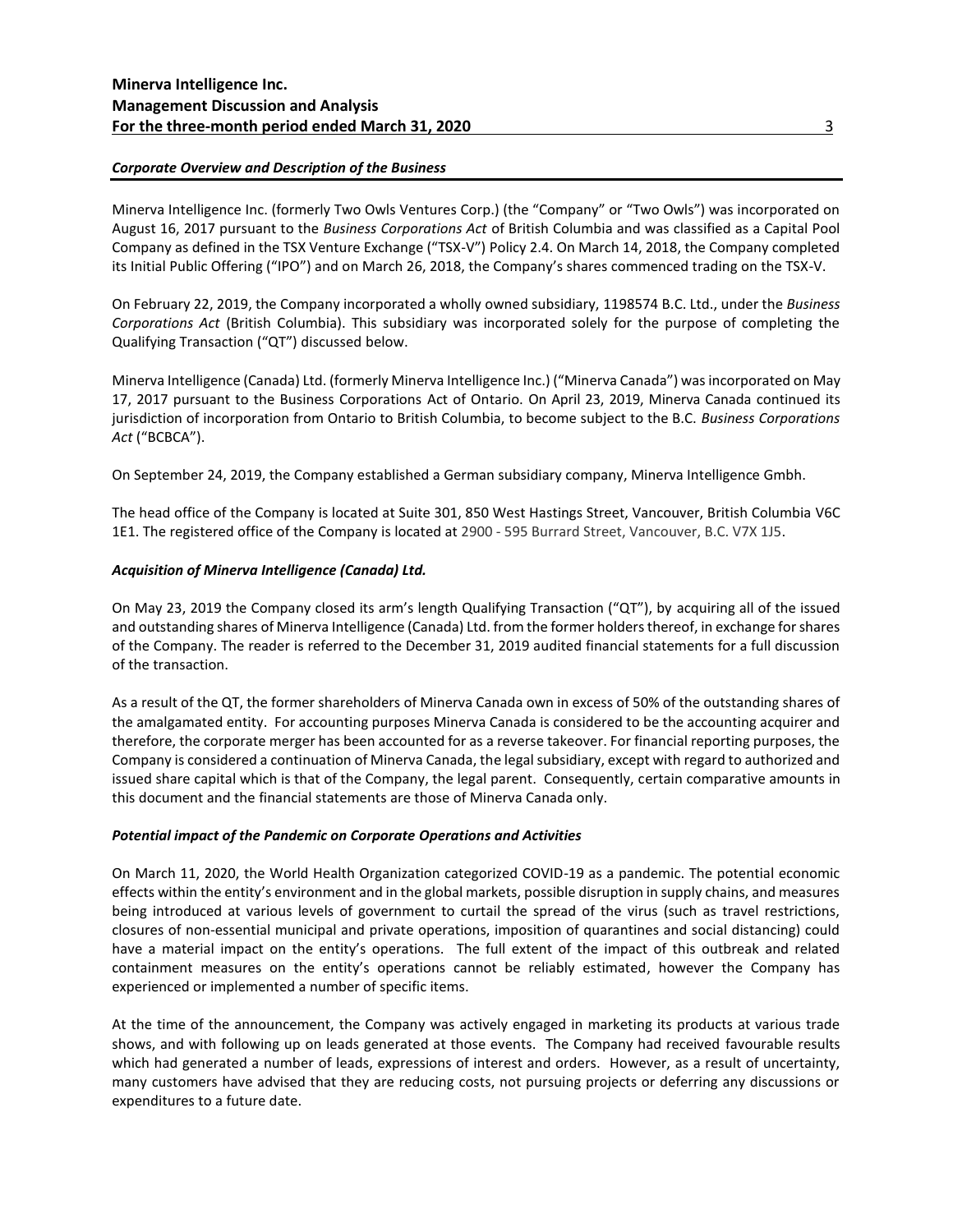### *Corporate Overview and Description of the Business*

Minerva Intelligence Inc. (formerly Two Owls Ventures Corp.) (the "Company" or "Two Owls") was incorporated on August 16, 2017 pursuant to the *Business Corporations Act* of British Columbia and was classified as a Capital Pool Company as defined in the TSX Venture Exchange ("TSX-V") Policy 2.4. On March 14, 2018, the Company completed its Initial Public Offering ("IPO") and on March 26, 2018, the Company's shares commenced trading on the TSX-V.

On February 22, 2019, the Company incorporated a wholly owned subsidiary, 1198574 B.C. Ltd., under the *Business Corporations Act* (British Columbia). This subsidiary was incorporated solely for the purpose of completing the Qualifying Transaction ("QT") discussed below.

Minerva Intelligence (Canada) Ltd. (formerly Minerva Intelligence Inc.) ("Minerva Canada") was incorporated on May 17, 2017 pursuant to the Business Corporations Act of Ontario. On April 23, 2019, Minerva Canada continued its jurisdiction of incorporation from Ontario to British Columbia, to become subject to the B.C. *Business Corporations Act* ("BCBCA").

On September 24, 2019, the Company established a German subsidiary company, Minerva Intelligence Gmbh.

The head office of the Company is located at Suite 301, 850 West Hastings Street, Vancouver, British Columbia V6C 1E1. The registered office of the Company is located at 2900 - 595 Burrard Street, Vancouver, B.C. V7X 1J5.

### *Acquisition of Minerva Intelligence (Canada) Ltd.*

On May 23, 2019 the Company closed its arm's length Qualifying Transaction ("QT"), by acquiring all of the issued and outstanding shares of Minerva Intelligence (Canada) Ltd. from the former holders thereof, in exchange for shares of the Company. The reader is referred to the December 31, 2019 audited financial statements for a full discussion of the transaction.

As a result of the QT, the former shareholders of Minerva Canada own in excess of 50% of the outstanding shares of the amalgamated entity. For accounting purposes Minerva Canada is considered to be the accounting acquirer and therefore, the corporate merger has been accounted for as a reverse takeover. For financial reporting purposes, the Company is considered a continuation of Minerva Canada, the legal subsidiary, except with regard to authorized and issued share capital which is that of the Company, the legal parent. Consequently, certain comparative amounts in this document and the financial statements are those of Minerva Canada only.

### *Potential impact of the Pandemic on Corporate Operations and Activities*

On March 11, 2020, the World Health Organization categorized COVID-19 as a pandemic. The potential economic effects within the entity's environment and in the global markets, possible disruption in supply chains, and measures being introduced at various levels of government to curtail the spread of the virus (such as travel restrictions, closures of non-essential municipal and private operations, imposition of quarantines and social distancing) could have a material impact on the entity's operations. The full extent of the impact of this outbreak and related containment measures on the entity's operations cannot be reliably estimated, however the Company has experienced or implemented a number of specific items.

At the time of the announcement, the Company was actively engaged in marketing its products at various trade shows, and with following up on leads generated at those events. The Company had received favourable results which had generated a number of leads, expressions of interest and orders. However, as a result of uncertainty, many customers have advised that they are reducing costs, not pursuing projects or deferring any discussions or expenditures to a future date.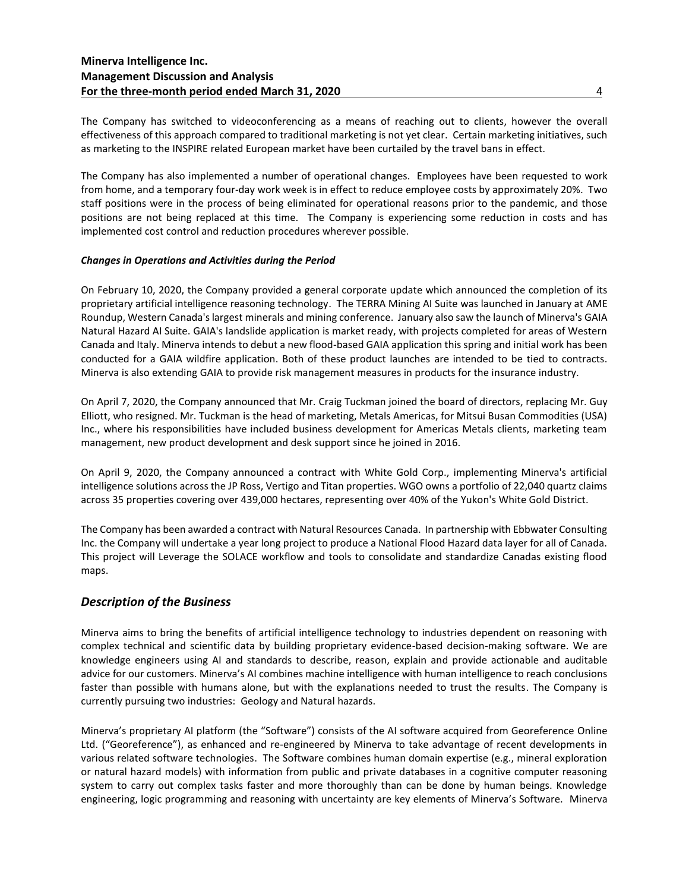The Company has switched to videoconferencing as a means of reaching out to clients, however the overall effectiveness of this approach compared to traditional marketing is not yet clear. Certain marketing initiatives, such as marketing to the INSPIRE related European market have been curtailed by the travel bans in effect.

The Company has also implemented a number of operational changes. Employees have been requested to work from home, and a temporary four-day work week is in effect to reduce employee costs by approximately 20%. Two staff positions were in the process of being eliminated for operational reasons prior to the pandemic, and those positions are not being replaced at this time. The Company is experiencing some reduction in costs and has implemented cost control and reduction procedures wherever possible.

***Changes in Operations and Activities during the Period***

On February 10, 2020, the Company provided a general corporate update which announced the completion of its proprietary artificial intelligence reasoning technology. The TERRA Mining AI Suite was launched in January at AME Roundup, Western Canada's largest minerals and mining conference. January also saw the launch of Minerva's GAIA Natural Hazard AI Suite. GAIA's landslide application is market ready, with projects completed for areas of Western Canada and Italy. Minerva intends to debut a new flood-based GAIA application this spring and initial work has been conducted for a GAIA wildfire application. Both of these product launches are intended to be tied to contracts. Minerva is also extending GAIA to provide risk management measures in products for the insurance industry.

On April 7, 2020, the Company announced that Mr. Craig Tuckman joined the board of directors, replacing Mr. Guy Elliott, who resigned. Mr. Tuckman is the head of marketing, Metals Americas, for Mitsui Busan Commodities (USA) Inc., where his responsibilities have included business development for Americas Metals clients, marketing team management, new product development and desk support since he joined in 2016.

On April 9, 2020, the Company announced a contract with White Gold Corp., implementing Minerva's artificial intelligence solutions across the JP Ross, Vertigo and Titan properties. WGO owns a portfolio of 22,040 quartz claims across 35 properties covering over 439,000 hectares, representing over 40% of the Yukon's White Gold District.

The Company has been awarded a contract with Natural Resources Canada. In partnership with Ebbwater Consulting Inc. the Company will undertake a year long project to produce a National Flood Hazard data layer for all of Canada. This project will Leverage the SOLACE workflow and tools to consolidate and standardize Canadas existing flood maps.

## *Description of the Business*

Minerva aims to bring the benefits of artificial intelligence technology to industries dependent on reasoning with complex technical and scientific data by building proprietary evidence-based decision-making software. We are knowledge engineers using AI and standards to describe, reason, explain and provide actionable and auditable advice for our customers. Minerva's AI combines machine intelligence with human intelligence to reach conclusions faster than possible with humans alone, but with the explanations needed to trust the results. The Company is currently pursuing two industries: Geology and Natural hazards.

Minerva's proprietary AI platform (the "Software") consists of the AI software acquired from Georeference Online Ltd. ("Georeference"), as enhanced and re-engineered by Minerva to take advantage of recent developments in various related software technologies. The Software combines human domain expertise (e.g., mineral exploration or natural hazard models) with information from public and private databases in a cognitive computer reasoning system to carry out complex tasks faster and more thoroughly than can be done by human beings. Knowledge engineering, logic programming and reasoning with uncertainty are key elements of Minerva's Software. Minerva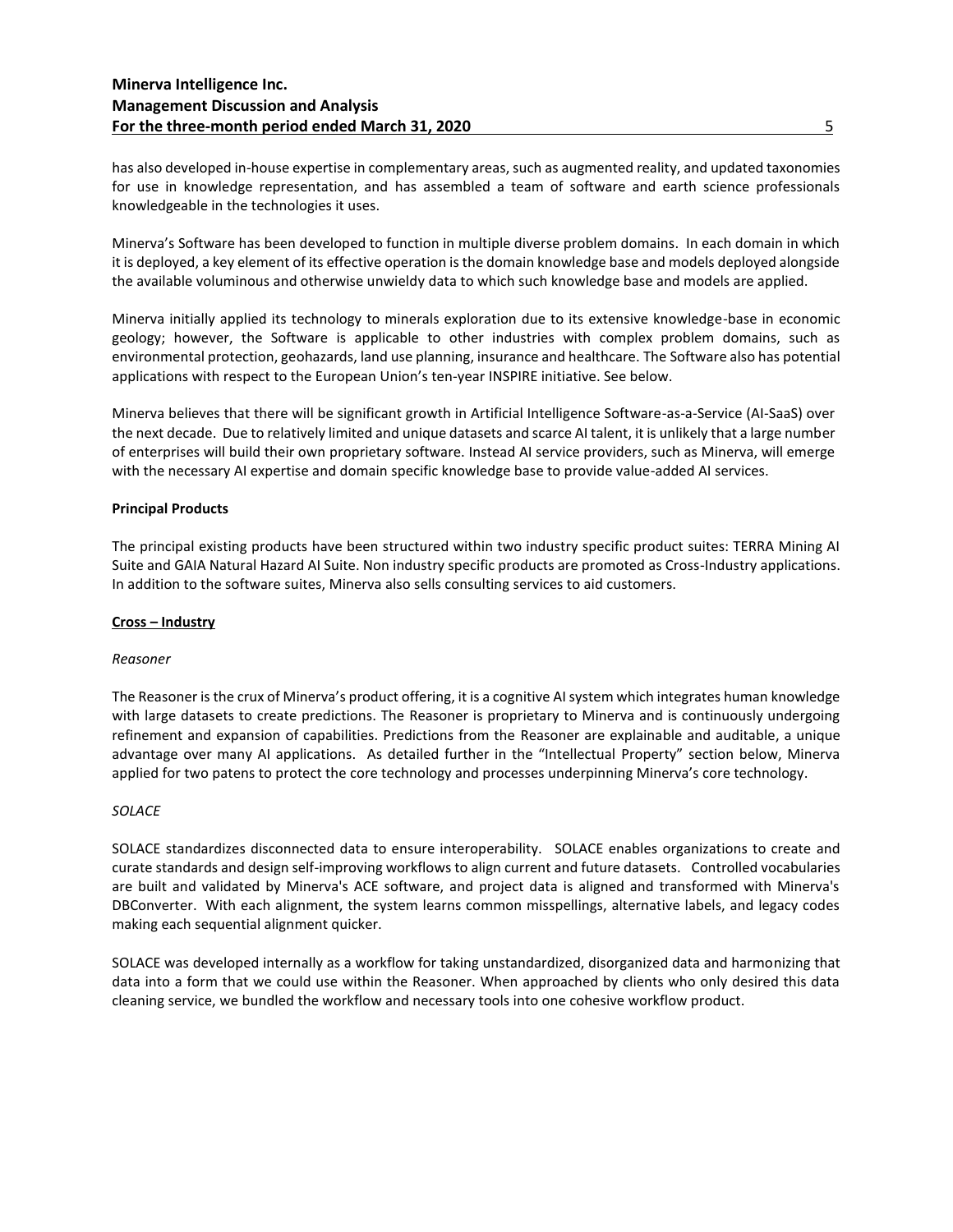has also developed in-house expertise in complementary areas, such as augmented reality, and updated taxonomies for use in knowledge representation, and has assembled a team of software and earth science professionals knowledgeable in the technologies it uses.

Minerva's Software has been developed to function in multiple diverse problem domains. In each domain in which it is deployed, a key element of its effective operation is the domain knowledge base and models deployed alongside the available voluminous and otherwise unwieldy data to which such knowledge base and models are applied.

Minerva initially applied its technology to minerals exploration due to its extensive knowledge-base in economic geology; however, the Software is applicable to other industries with complex problem domains, such as environmental protection, geohazards, land use planning, insurance and healthcare. The Software also has potential applications with respect to the European Union's ten-year INSPIRE initiative. See below.

Minerva believes that there will be significant growth in Artificial Intelligence Software-as-a-Service (AI-SaaS) over the next decade. Due to relatively limited and unique datasets and scarce AI talent, it is unlikely that a large number of enterprises will build their own proprietary software. Instead AI service providers, such as Minerva, will emerge with the necessary AI expertise and domain specific knowledge base to provide value-added AI services.

**Principal Products**

The principal existing products have been structured within two industry specific product suites: TERRA Mining AI Suite and GAIA Natural Hazard AI Suite. Non industry specific products are promoted as Cross-Industry applications. In addition to the software suites, Minerva also sells consulting services to aid customers.

**Cross – Industry**

*Reasoner*

The Reasoner is the crux of Minerva's product offering, it is a cognitive AI system which integrates human knowledge with large datasets to create predictions. The Reasoner is proprietary to Minerva and is continuously undergoing refinement and expansion of capabilities. Predictions from the Reasoner are explainable and auditable, a unique advantage over many AI applications. As detailed further in the "Intellectual Property" section below, Minerva applied for two patens to protect the core technology and processes underpinning Minerva's core technology.

*SOLACE*

SOLACE standardizes disconnected data to ensure interoperability. SOLACE enables organizations to create and curate standards and design self-improving workflows to align current and future datasets. Controlled vocabularies are built and validated by Minerva's ACE software, and project data is aligned and transformed with Minerva's DBConverter. With each alignment, the system learns common misspellings, alternative labels, and legacy codes making each sequential alignment quicker.

SOLACE was developed internally as a workflow for taking unstandardized, disorganized data and harmonizing that data into a form that we could use within the Reasoner. When approached by clients who only desired this data cleaning service, we bundled the workflow and necessary tools into one cohesive workflow product.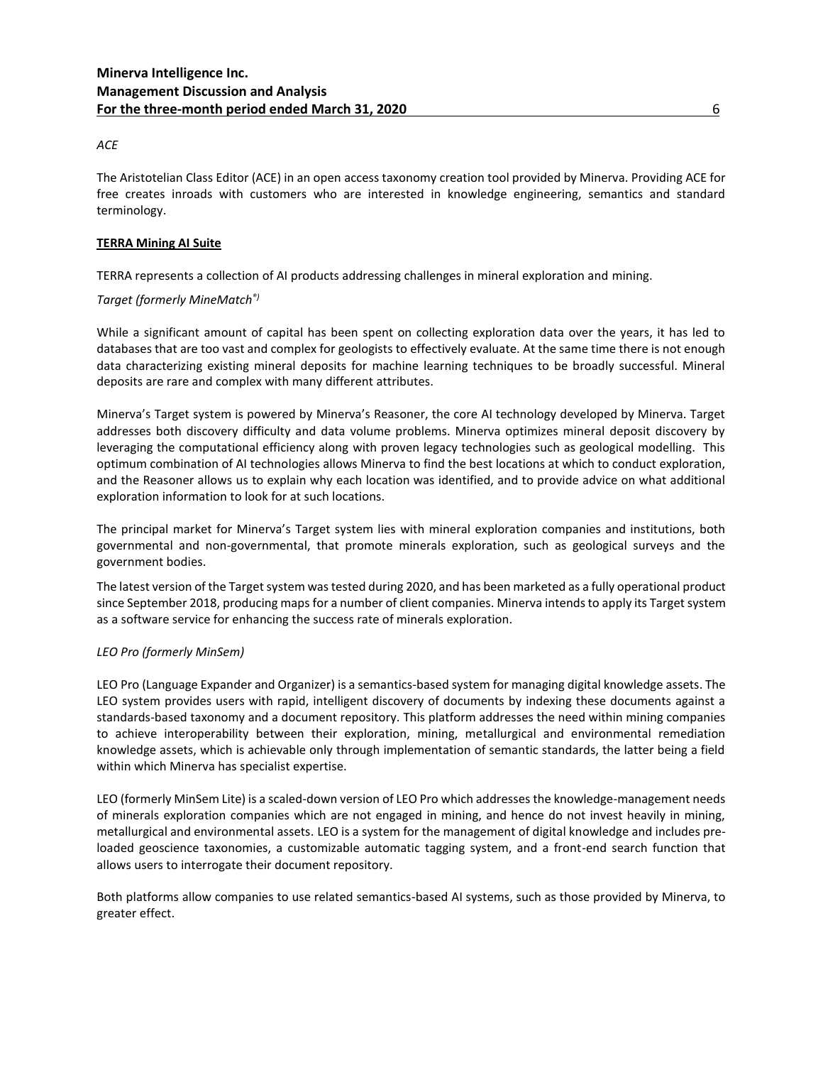*ACE*

The Aristotelian Class Editor (ACE) in an open access taxonomy creation tool provided by Minerva. Providing ACE for free creates inroads with customers who are interested in knowledge engineering, semantics and standard terminology.

**TERRA Mining AI Suite**

TERRA represents a collection of AI products addressing challenges in mineral exploration and mining.

*Target (formerly MineMatch®)*

While a significant amount of capital has been spent on collecting exploration data over the years, it has led to databases that are too vast and complex for geologists to effectively evaluate. At the same time there is not enough data characterizing existing mineral deposits for machine learning techniques to be broadly successful. Mineral deposits are rare and complex with many different attributes.

Minerva's Target system is powered by Minerva's Reasoner, the core AI technology developed by Minerva. Target addresses both discovery difficulty and data volume problems. Minerva optimizes mineral deposit discovery by leveraging the computational efficiency along with proven legacy technologies such as geological modelling. This optimum combination of AI technologies allows Minerva to find the best locations at which to conduct exploration, and the Reasoner allows us to explain why each location was identified, and to provide advice on what additional exploration information to look for at such locations.

The principal market for Minerva's Target system lies with mineral exploration companies and institutions, both governmental and non-governmental, that promote minerals exploration, such as geological surveys and the government bodies.

The latest version of the Target system was tested during 2020, and has been marketed as a fully operational product since September 2018, producing maps for a number of client companies. Minerva intends to apply its Target system as a software service for enhancing the success rate of minerals exploration.

*LEO Pro (formerly MinSem)*

LEO Pro (Language Expander and Organizer) is a semantics-based system for managing digital knowledge assets. The LEO system provides users with rapid, intelligent discovery of documents by indexing these documents against a standards-based taxonomy and a document repository. This platform addresses the need within mining companies to achieve interoperability between their exploration, mining, metallurgical and environmental remediation knowledge assets, which is achievable only through implementation of semantic standards, the latter being a field within which Minerva has specialist expertise.

LEO (formerly MinSem Lite) is a scaled-down version of LEO Pro which addresses the knowledge-management needs of minerals exploration companies which are not engaged in mining, and hence do not invest heavily in mining, metallurgical and environmental assets. LEO is a system for the management of digital knowledge and includes pre-loaded geoscience taxonomies, a customizable automatic tagging system, and a front-end search function that allows users to interrogate their document repository.

Both platforms allow companies to use related semantics-based AI systems, such as those provided by Minerva, to greater effect.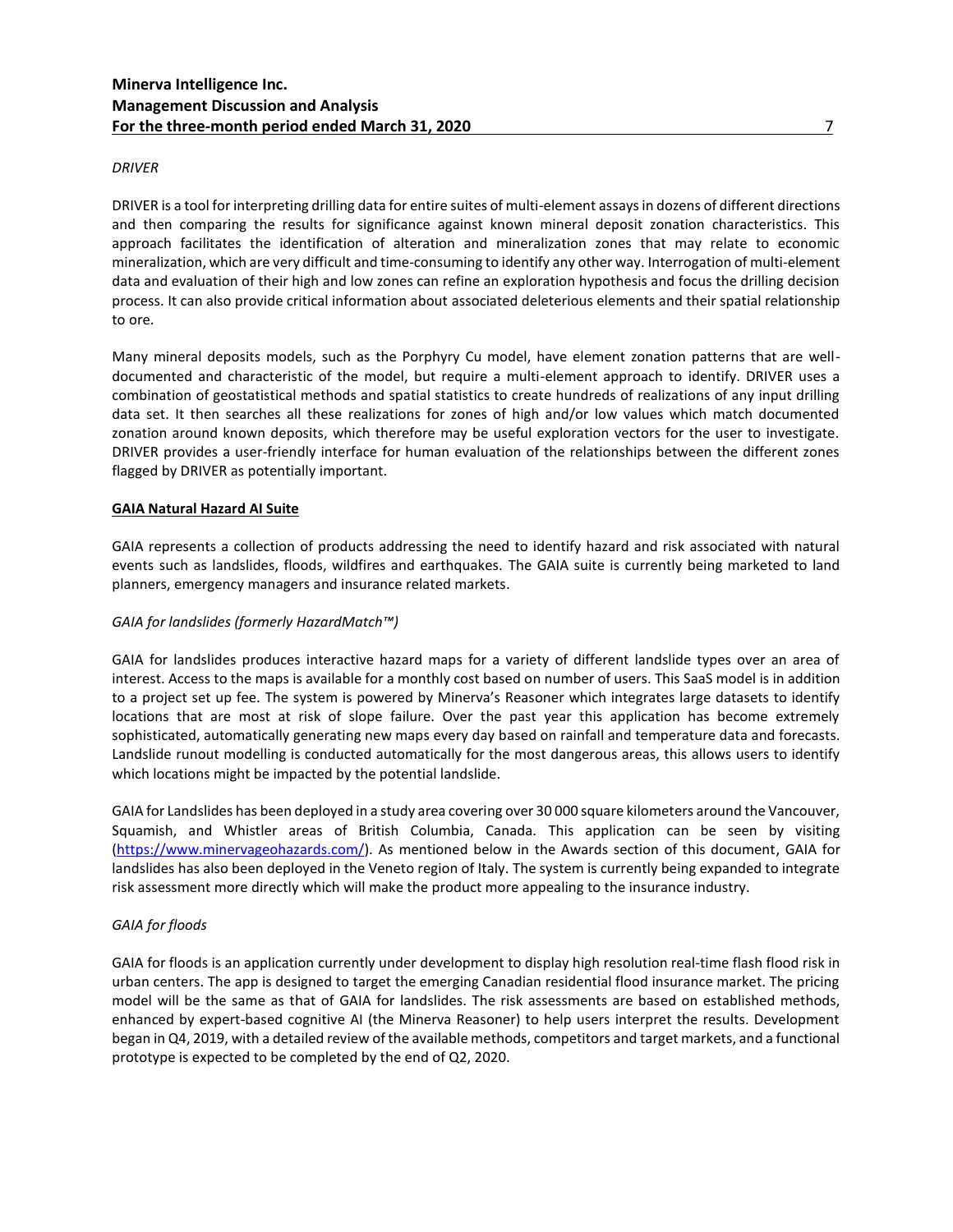*DRIVER*

DRIVER is a tool for interpreting drilling data for entire suites of multi-element assays in dozens of different directions and then comparing the results for significance against known mineral deposit zonation characteristics. This approach facilitates the identification of alteration and mineralization zones that may relate to economic mineralization, which are very difficult and time-consuming to identify any other way. Interrogation of multi-element data and evaluation of their high and low zones can refine an exploration hypothesis and focus the drilling decision process. It can also provide critical information about associated deleterious elements and their spatial relationship to ore.

Many mineral deposits models, such as the Porphyry Cu model, have element zonation patterns that are well-documented and characteristic of the model, but require a multi-element approach to identify. DRIVER uses a combination of geostatistical methods and spatial statistics to create hundreds of realizations of any input drilling data set. It then searches all these realizations for zones of high and/or low values which match documented zonation around known deposits, which therefore may be useful exploration vectors for the user to investigate. DRIVER provides a user-friendly interface for human evaluation of the relationships between the different zones flagged by DRIVER as potentially important.

**GAIA Natural Hazard AI Suite**

GAIA represents a collection of products addressing the need to identify hazard and risk associated with natural events such as landslides, floods, wildfires and earthquakes. The GAIA suite is currently being marketed to land planners, emergency managers and insurance related markets.

*GAIA for landslides (formerly HazardMatch™)*

GAIA for landslides produces interactive hazard maps for a variety of different landslide types over an area of interest. Access to the maps is available for a monthly cost based on number of users. This SaaS model is in addition to a project set up fee. The system is powered by Minerva's Reasoner which integrates large datasets to identify locations that are most at risk of slope failure. Over the past year this application has become extremely sophisticated, automatically generating new maps every day based on rainfall and temperature data and forecasts. Landslide runout modelling is conducted automatically for the most dangerous areas, this allows users to identify which locations might be impacted by the potential landslide.

GAIA for Landslides has been deployed in a study area covering over 30 000 square kilometers around the Vancouver, Squamish, and Whistler areas of British Columbia, Canada. This application can be seen by visiting (https://www.minervageohazards.com/). As mentioned below in the Awards section of this document, GAIA for landslides has also been deployed in the Veneto region of Italy. The system is currently being expanded to integrate risk assessment more directly which will make the product more appealing to the insurance industry.

*GAIA for floods*

GAIA for floods is an application currently under development to display high resolution real-time flash flood risk in urban centers. The app is designed to target the emerging Canadian residential flood insurance market. The pricing model will be the same as that of GAIA for landslides. The risk assessments are based on established methods, enhanced by expert-based cognitive AI (the Minerva Reasoner) to help users interpret the results. Development began in Q4, 2019, with a detailed review of the available methods, competitors and target markets, and a functional prototype is expected to be completed by the end of Q2, 2020.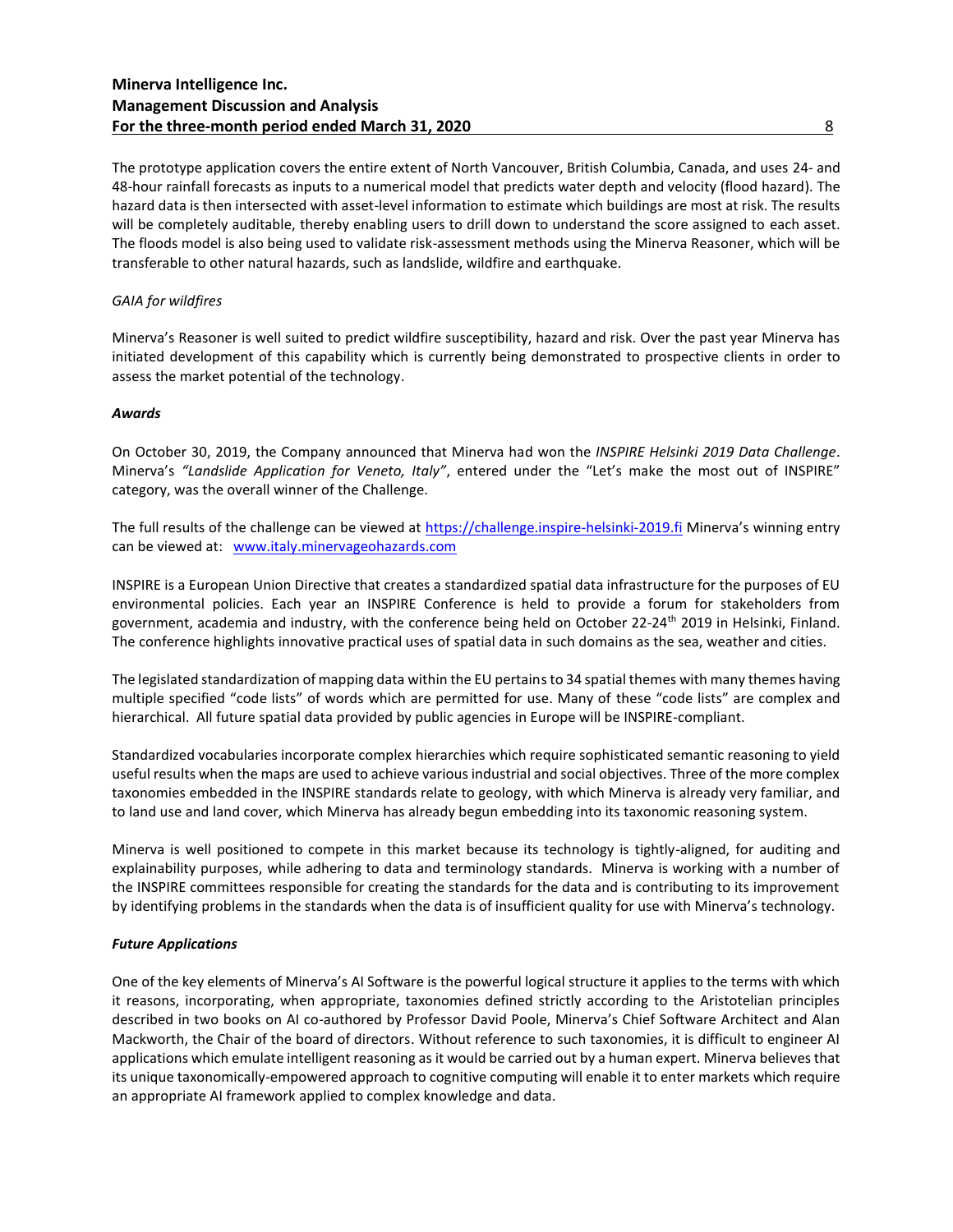The prototype application covers the entire extent of North Vancouver, British Columbia, Canada, and uses 24- and 48-hour rainfall forecasts as inputs to a numerical model that predicts water depth and velocity (flood hazard). The hazard data is then intersected with asset-level information to estimate which buildings are most at risk. The results will be completely auditable, thereby enabling users to drill down to understand the score assigned to each asset. The floods model is also being used to validate risk-assessment methods using the Minerva Reasoner, which will be transferable to other natural hazards, such as landslide, wildfire and earthquake.

*GAIA for wildfires*

Minerva's Reasoner is well suited to predict wildfire susceptibility, hazard and risk. Over the past year Minerva has initiated development of this capability which is currently being demonstrated to prospective clients in order to assess the market potential of the technology.

***Awards***

On October 30, 2019, the Company announced that Minerva had won the *INSPIRE Helsinki 2019 Data Challenge*. Minerva's *"Landslide Application for Veneto, Italy"*, entered under the "Let's make the most out of INSPIRE" category, was the overall winner of the Challenge.

The full results of the challenge can be viewed at https://challenge.inspire-helsinki-2019.fi Minerva's winning entry can be viewed at: www.italy.minervageohazards.com

INSPIRE is a European Union Directive that creates a standardized spatial data infrastructure for the purposes of EU environmental policies. Each year an INSPIRE Conference is held to provide a forum for stakeholders from government, academia and industry, with the conference being held on October 22-24th 2019 in Helsinki, Finland. The conference highlights innovative practical uses of spatial data in such domains as the sea, weather and cities.

The legislated standardization of mapping data within the EU pertains to 34 spatial themes with many themes having multiple specified "code lists" of words which are permitted for use. Many of these "code lists" are complex and hierarchical. All future spatial data provided by public agencies in Europe will be INSPIRE-compliant.

Standardized vocabularies incorporate complex hierarchies which require sophisticated semantic reasoning to yield useful results when the maps are used to achieve various industrial and social objectives. Three of the more complex taxonomies embedded in the INSPIRE standards relate to geology, with which Minerva is already very familiar, and to land use and land cover, which Minerva has already begun embedding into its taxonomic reasoning system.

Minerva is well positioned to compete in this market because its technology is tightly-aligned, for auditing and explainability purposes, while adhering to data and terminology standards. Minerva is working with a number of the INSPIRE committees responsible for creating the standards for the data and is contributing to its improvement by identifying problems in the standards when the data is of insufficient quality for use with Minerva's technology.

***Future Applications***

One of the key elements of Minerva's AI Software is the powerful logical structure it applies to the terms with which it reasons, incorporating, when appropriate, taxonomies defined strictly according to the Aristotelian principles described in two books on AI co-authored by Professor David Poole, Minerva's Chief Software Architect and Alan Mackworth, the Chair of the board of directors. Without reference to such taxonomies, it is difficult to engineer AI applications which emulate intelligent reasoning as it would be carried out by a human expert. Minerva believes that its unique taxonomically-empowered approach to cognitive computing will enable it to enter markets which require an appropriate AI framework applied to complex knowledge and data.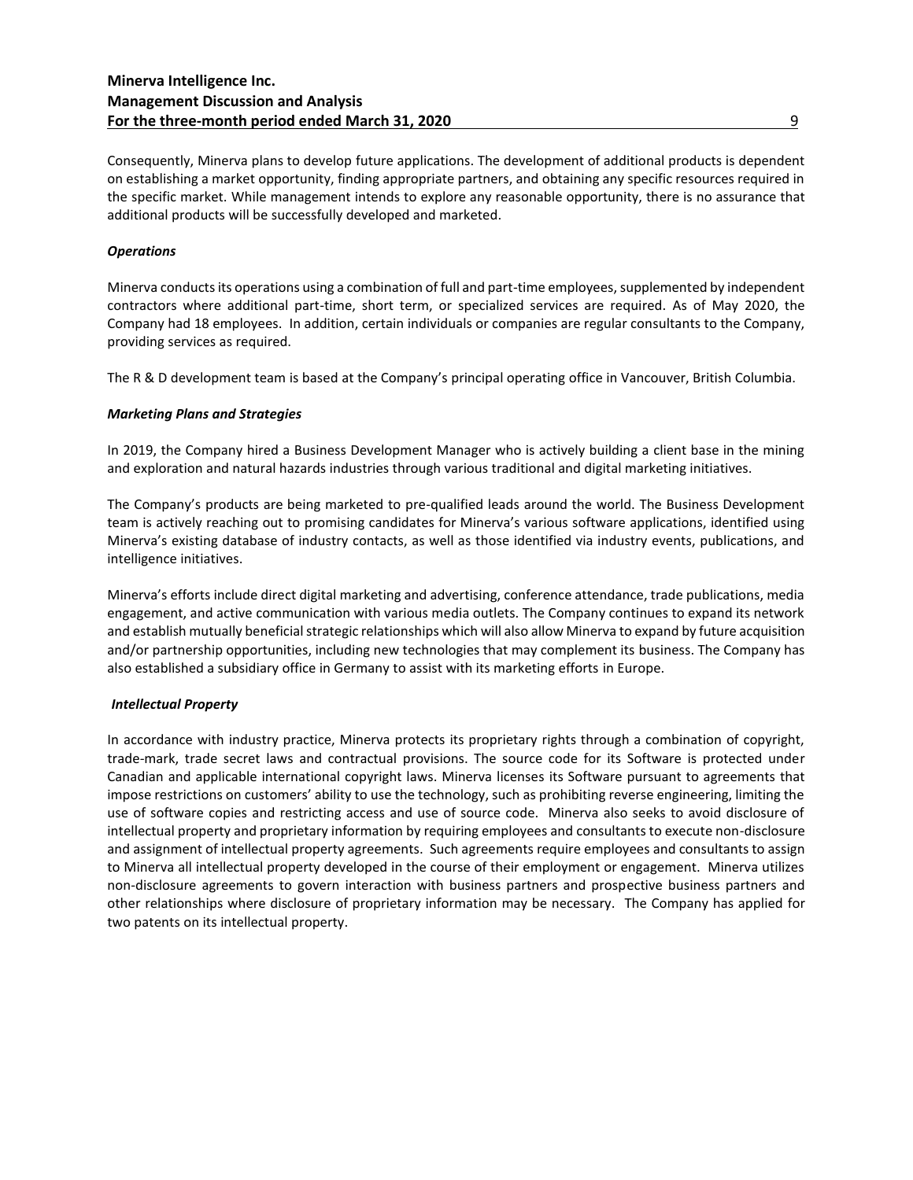Consequently, Minerva plans to develop future applications. The development of additional products is dependent on establishing a market opportunity, finding appropriate partners, and obtaining any specific resources required in the specific market. While management intends to explore any reasonable opportunity, there is no assurance that additional products will be successfully developed and marketed.

***Operations***

Minerva conducts its operations using a combination of full and part-time employees, supplemented by independent contractors where additional part-time, short term, or specialized services are required. As of May 2020, the Company had 18 employees. In addition, certain individuals or companies are regular consultants to the Company, providing services as required.

The R & D development team is based at the Company's principal operating office in Vancouver, British Columbia.

***Marketing Plans and Strategies***

In 2019, the Company hired a Business Development Manager who is actively building a client base in the mining and exploration and natural hazards industries through various traditional and digital marketing initiatives.

The Company's products are being marketed to pre-qualified leads around the world. The Business Development team is actively reaching out to promising candidates for Minerva's various software applications, identified using Minerva's existing database of industry contacts, as well as those identified via industry events, publications, and intelligence initiatives.

Minerva's efforts include direct digital marketing and advertising, conference attendance, trade publications, media engagement, and active communication with various media outlets. The Company continues to expand its network and establish mutually beneficial strategic relationships which will also allow Minerva to expand by future acquisition and/or partnership opportunities, including new technologies that may complement its business. The Company has also established a subsidiary office in Germany to assist with its marketing efforts in Europe.

***Intellectual Property***

In accordance with industry practice, Minerva protects its proprietary rights through a combination of copyright, trade-mark, trade secret laws and contractual provisions. The source code for its Software is protected under Canadian and applicable international copyright laws. Minerva licenses its Software pursuant to agreements that impose restrictions on customers' ability to use the technology, such as prohibiting reverse engineering, limiting the use of software copies and restricting access and use of source code. Minerva also seeks to avoid disclosure of intellectual property and proprietary information by requiring employees and consultants to execute non-disclosure and assignment of intellectual property agreements. Such agreements require employees and consultants to assign to Minerva all intellectual property developed in the course of their employment or engagement. Minerva utilizes non-disclosure agreements to govern interaction with business partners and prospective business partners and other relationships where disclosure of proprietary information may be necessary. The Company has applied for two patents on its intellectual property.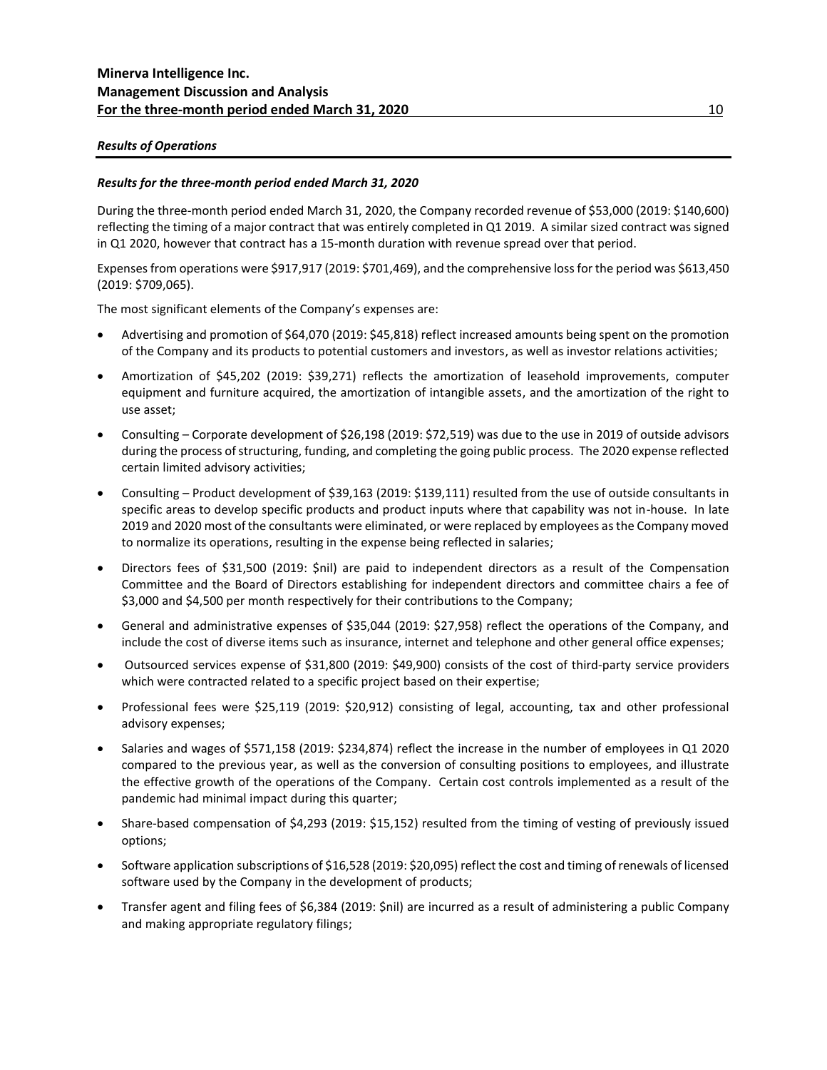***Results of Operations***

***Results for the three-month period ended March 31, 2020***

During the three-month period ended March 31, 2020, the Company recorded revenue of $53,000 (2019: $140,600) reflecting the timing of a major contract that was entirely completed in Q1 2019. A similar sized contract was signed in Q1 2020, however that contract has a 15-month duration with revenue spread over that period.

Expenses from operations were $917,917 (2019: $701,469), and the comprehensive loss for the period was $613,450 (2019: $709,065).

The most significant elements of the Company's expenses are:

- Advertising and promotion of $64,070 (2019: $45,818) reflect increased amounts being spent on the promotion of the Company and its products to potential customers and investors, as well as investor relations activities;
- Amortization of $45,202 (2019: $39,271) reflects the amortization of leasehold improvements, computer equipment and furniture acquired, the amortization of intangible assets, and the amortization of the right to use asset;
- Consulting – Corporate development of $26,198 (2019: $72,519) was due to the use in 2019 of outside advisors during the process of structuring, funding, and completing the going public process. The 2020 expense reflected certain limited advisory activities;
- Consulting – Product development of $39,163 (2019: $139,111) resulted from the use of outside consultants in specific areas to develop specific products and product inputs where that capability was not in-house. In late 2019 and 2020 most of the consultants were eliminated, or were replaced by employees as the Company moved to normalize its operations, resulting in the expense being reflected in salaries;
- Directors fees of $31,500 (2019: $nil) are paid to independent directors as a result of the Compensation Committee and the Board of Directors establishing for independent directors and committee chairs a fee of $3,000 and $4,500 per month respectively for their contributions to the Company;
- General and administrative expenses of $35,044 (2019: $27,958) reflect the operations of the Company, and include the cost of diverse items such as insurance, internet and telephone and other general office expenses;
- Outsourced services expense of $31,800 (2019: $49,900) consists of the cost of third-party service providers which were contracted related to a specific project based on their expertise;
- Professional fees were $25,119 (2019: $20,912) consisting of legal, accounting, tax and other professional advisory expenses;
- Salaries and wages of $571,158 (2019: $234,874) reflect the increase in the number of employees in Q1 2020 compared to the previous year, as well as the conversion of consulting positions to employees, and illustrate the effective growth of the operations of the Company. Certain cost controls implemented as a result of the pandemic had minimal impact during this quarter;
- Share-based compensation of $4,293 (2019: $15,152) resulted from the timing of vesting of previously issued options;
- Software application subscriptions of $16,528 (2019: $20,095) reflect the cost and timing of renewals of licensed software used by the Company in the development of products;
- Transfer agent and filing fees of $6,384 (2019: $nil) are incurred as a result of administering a public Company and making appropriate regulatory filings;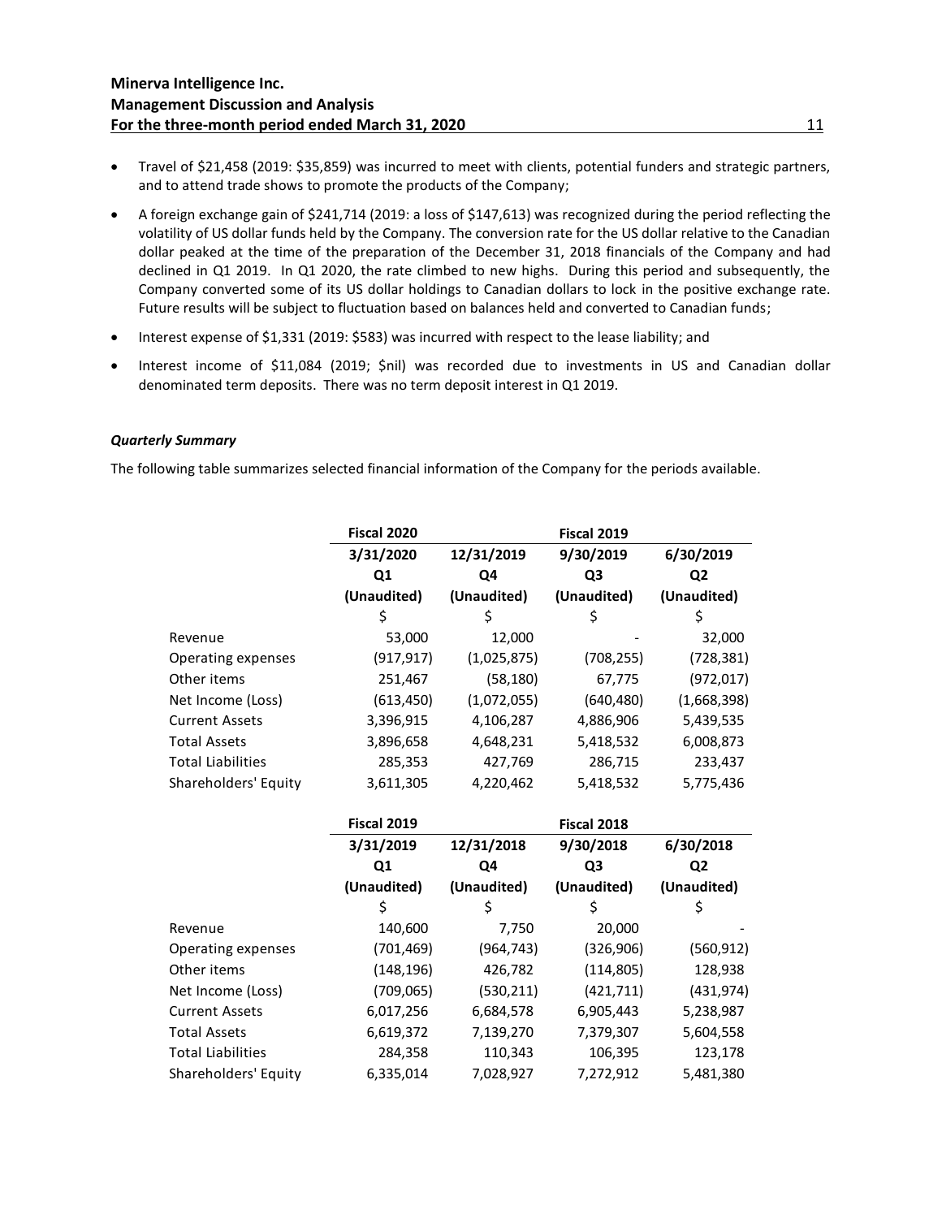- Travel of $21,458 (2019: $35,859) was incurred to meet with clients, potential funders and strategic partners, and to attend trade shows to promote the products of the Company;
- A foreign exchange gain of $241,714 (2019: a loss of $147,613) was recognized during the period reflecting the volatility of US dollar funds held by the Company. The conversion rate for the US dollar relative to the Canadian dollar peaked at the time of the preparation of the December 31, 2018 financials of the Company and had declined in Q1 2019. In Q1 2020, the rate climbed to new highs. During this period and subsequently, the Company converted some of its US dollar holdings to Canadian dollars to lock in the positive exchange rate. Future results will be subject to fluctuation based on balances held and converted to Canadian funds;
- Interest expense of $1,331 (2019: $583) was incurred with respect to the lease liability; and
- Interest income of $11,084 (2019; $nil) was recorded due to investments in US and Canadian dollar denominated term deposits. There was no term deposit interest in Q1 2019.

***Quarterly Summary***

The following table summarizes selected financial information of the Company for the periods available.

| | Fiscal 2020 | | Fiscal 2019 | |
|---|---|---|---|---|
| | 3/31/2020 | 12/31/2019 | 9/30/2019 | 6/30/2019 |
| | Q1 | Q4 | Q3 | Q2 |
| | (Unaudited) | (Unaudited) | (Unaudited) | (Unaudited) |
| | $ | $ | $ | $ |
| Revenue | 53,000 | 12,000 | - | 32,000 |
| Operating expenses | (917,917) | (1,025,875) | (708,255) | (728,381) |
| Other items | 251,467 | (58,180) | 67,775 | (972,017) |
| Net Income (Loss) | (613,450) | (1,072,055) | (640,480) | (1,668,398) |
| Current Assets | 3,396,915 | 4,106,287 | 4,886,906 | 5,439,535 |
| Total Assets | 3,896,658 | 4,648,231 | 5,418,532 | 6,008,873 |
| Total Liabilities | 285,353 | 427,769 | 286,715 | 233,437 |
| Shareholders' Equity | 3,611,305 | 4,220,462 | 5,418,532 | 5,775,436 |

| | Fiscal 2019 | | Fiscal 2018 | |
|---|---|---|---|---|
| | 3/31/2019 | 12/31/2018 | 9/30/2018 | 6/30/2018 |
| | Q1 | Q4 | Q3 | Q2 |
| | (Unaudited) | (Unaudited) | (Unaudited) | (Unaudited) |
| | $ | $ | $ | $ |
| Revenue | 140,600 | 7,750 | 20,000 | - |
| Operating expenses | (701,469) | (964,743) | (326,906) | (560,912) |
| Other items | (148,196) | 426,782 | (114,805) | 128,938 |
| Net Income (Loss) | (709,065) | (530,211) | (421,711) | (431,974) |
| Current Assets | 6,017,256 | 6,684,578 | 6,905,443 | 5,238,987 |
| Total Assets | 6,619,372 | 7,139,270 | 7,379,307 | 5,604,558 |
| Total Liabilities | 284,358 | 110,343 | 106,395 | 123,178 |
| Shareholders' Equity | 6,335,014 | 7,028,927 | 7,272,912 | 5,481,380 |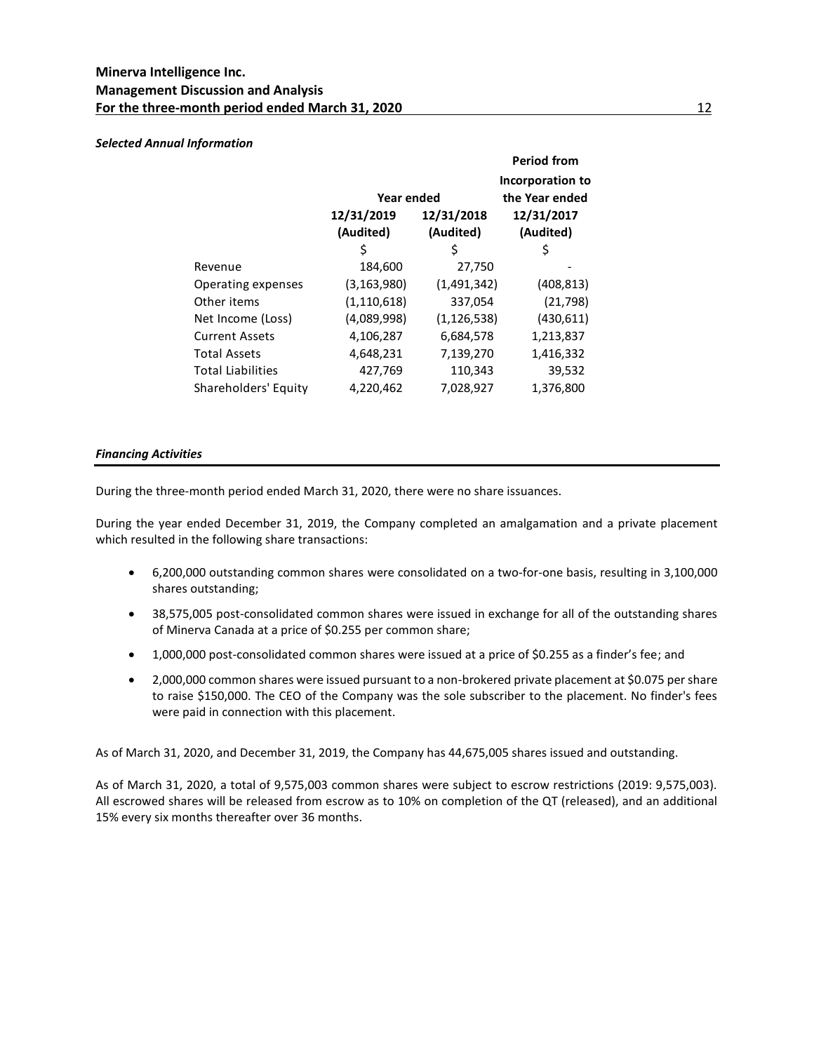***Selected Annual Information***

| | Year ended | | Period from Incorporation to the Year ended |
|---|---|---|---|
| | 12/31/2019 (Audited) | 12/31/2018 (Audited) | 12/31/2017 (Audited) |
| | $ | $ | $ |
| Revenue | 184,600 | 27,750 | - |
| Operating expenses | (3,163,980) | (1,491,342) | (408,813) |
| Other items | (1,110,618) | 337,054 | (21,798) |
| Net Income (Loss) | (4,089,998) | (1,126,538) | (430,611) |
| Current Assets | 4,106,287 | 6,684,578 | 1,213,837 |
| Total Assets | 4,648,231 | 7,139,270 | 1,416,332 |
| Total Liabilities | 427,769 | 110,343 | 39,532 |
| Shareholders' Equity | 4,220,462 | 7,028,927 | 1,376,800 |

***Financing Activities***

During the three-month period ended March 31, 2020, there were no share issuances.

During the year ended December 31, 2019, the Company completed an amalgamation and a private placement which resulted in the following share transactions:

- 6,200,000 outstanding common shares were consolidated on a two-for-one basis, resulting in 3,100,000 shares outstanding;
- 38,575,005 post-consolidated common shares were issued in exchange for all of the outstanding shares of Minerva Canada at a price of $0.255 per common share;
- 1,000,000 post-consolidated common shares were issued at a price of $0.255 as a finder's fee; and
- 2,000,000 common shares were issued pursuant to a non-brokered private placement at $0.075 per share to raise $150,000. The CEO of the Company was the sole subscriber to the placement. No finder's fees were paid in connection with this placement.

As of March 31, 2020, and December 31, 2019, the Company has 44,675,005 shares issued and outstanding.

As of March 31, 2020, a total of 9,575,003 common shares were subject to escrow restrictions (2019: 9,575,003). All escrowed shares will be released from escrow as to 10% on completion of the QT (released), and an additional 15% every six months thereafter over 36 months.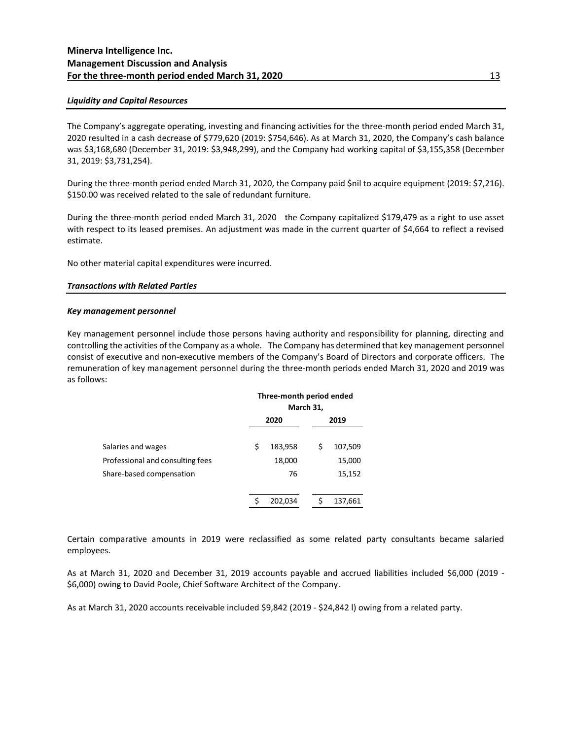### *Liquidity and Capital Resources*

The Company's aggregate operating, investing and financing activities for the three-month period ended March 31, 2020 resulted in a cash decrease of $779,620 (2019: $754,646). As at March 31, 2020, the Company's cash balance was $3,168,680 (December 31, 2019: $3,948,299), and the Company had working capital of $3,155,358 (December 31, 2019: $3,731,254).

During the three-month period ended March 31, 2020, the Company paid $nil to acquire equipment (2019: $7,216). $150.00 was received related to the sale of redundant furniture.

During the three-month period ended March 31, 2020 the Company capitalized $179,479 as a right to use asset with respect to its leased premises. An adjustment was made in the current quarter of $4,664 to reflect a revised estimate.

No other material capital expenditures were incurred.

### *Transactions with Related Parties*

#### *Key management personnel*

Key management personnel include those persons having authority and responsibility for planning, directing and controlling the activities of the Company as a whole. The Company has determined that key management personnel consist of executive and non-executive members of the Company's Board of Directors and corporate officers. The remuneration of key management personnel during the three-month periods ended March 31, 2020 and 2019 was as follows:

| | Three-month period ended March 31, | |
|---|---|---|
| | 2020 | 2019 |
| Salaries and wages | $ 183,958 | $ 107,509 |
| Professional and consulting fees | 18,000 | 15,000 |
| Share-based compensation | 76 | 15,152 |
| | $ 202,034 | $ 137,661 |

Certain comparative amounts in 2019 were reclassified as some related party consultants became salaried employees.

As at March 31, 2020 and December 31, 2019 accounts payable and accrued liabilities included $6,000 (2019 - $6,000) owing to David Poole, Chief Software Architect of the Company.

As at March 31, 2020 accounts receivable included $9,842 (2019 - $24,842 l) owing from a related party.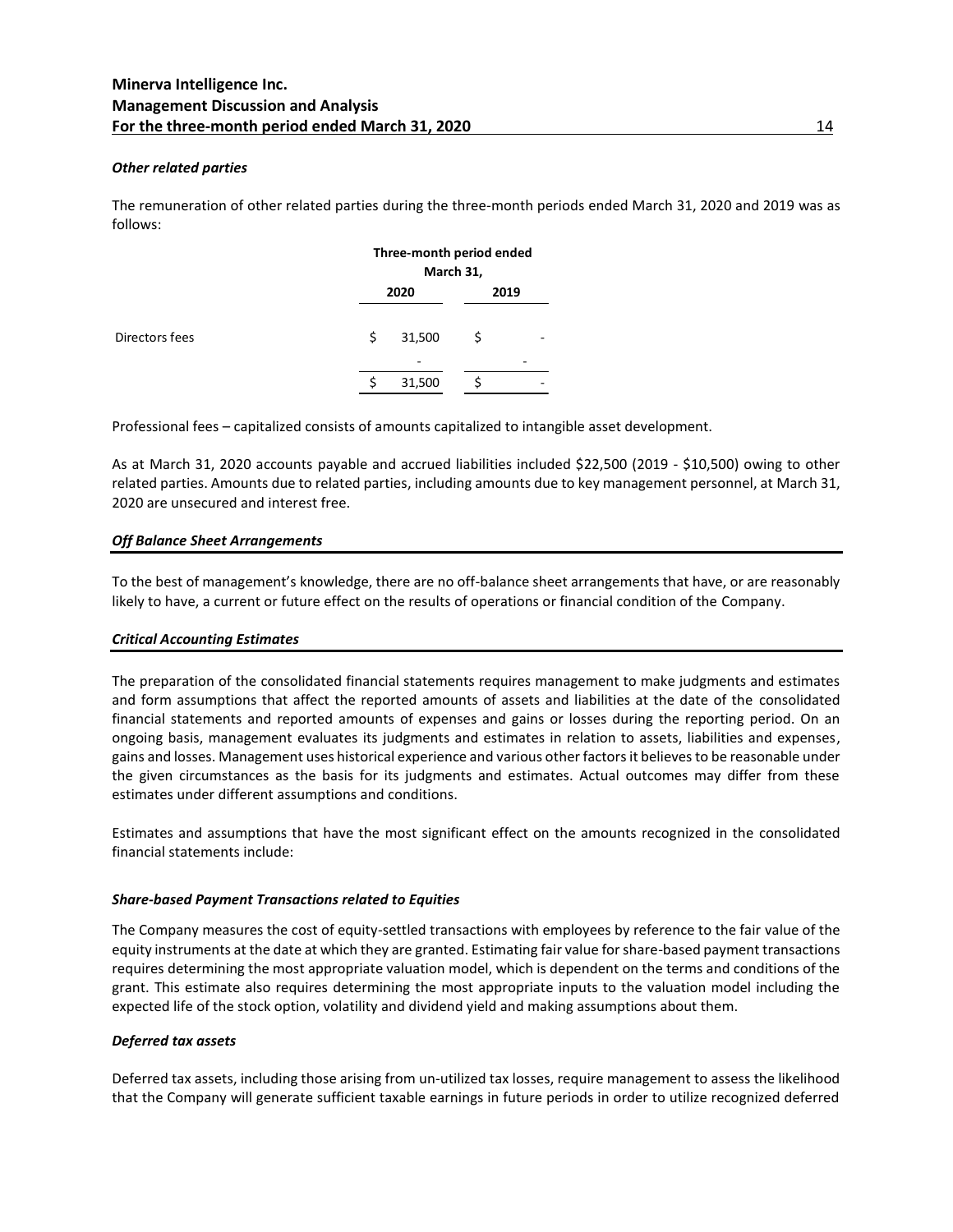***Other related parties***

The remuneration of other related parties during the three-month periods ended March 31, 2020 and 2019 was as follows:

| | Three-month period ended March 31, | |
|---|---|---|
| | 2020 | 2019 |
| Directors fees | $ 31,500 | $ - |
| | - | - |
| | $ 31,500 | $ - |

Professional fees – capitalized consists of amounts capitalized to intangible asset development.

As at March 31, 2020 accounts payable and accrued liabilities included $22,500 (2019 - $10,500) owing to other related parties. Amounts due to related parties, including amounts due to key management personnel, at March 31, 2020 are unsecured and interest free.

***Off Balance Sheet Arrangements***

To the best of management's knowledge, there are no off-balance sheet arrangements that have, or are reasonably likely to have, a current or future effect on the results of operations or financial condition of the Company.

***Critical Accounting Estimates***

The preparation of the consolidated financial statements requires management to make judgments and estimates and form assumptions that affect the reported amounts of assets and liabilities at the date of the consolidated financial statements and reported amounts of expenses and gains or losses during the reporting period. On an ongoing basis, management evaluates its judgments and estimates in relation to assets, liabilities and expenses, gains and losses. Management uses historical experience and various other factors it believes to be reasonable under the given circumstances as the basis for its judgments and estimates. Actual outcomes may differ from these estimates under different assumptions and conditions.

Estimates and assumptions that have the most significant effect on the amounts recognized in the consolidated financial statements include:

***Share-based Payment Transactions related to Equities***

The Company measures the cost of equity-settled transactions with employees by reference to the fair value of the equity instruments at the date at which they are granted. Estimating fair value for share-based payment transactions requires determining the most appropriate valuation model, which is dependent on the terms and conditions of the grant. This estimate also requires determining the most appropriate inputs to the valuation model including the expected life of the stock option, volatility and dividend yield and making assumptions about them.

***Deferred tax assets***

Deferred tax assets, including those arising from un-utilized tax losses, require management to assess the likelihood that the Company will generate sufficient taxable earnings in future periods in order to utilize recognized deferred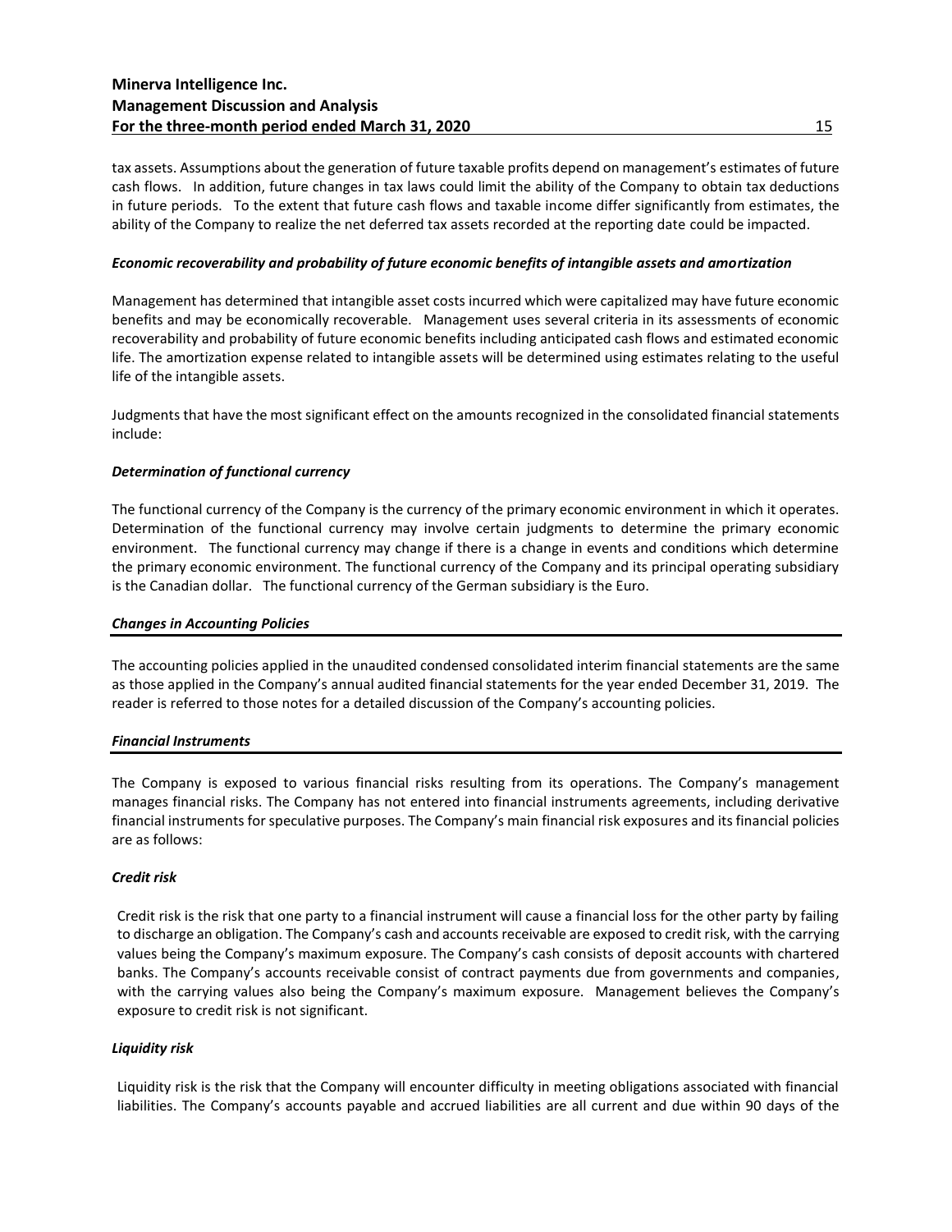tax assets. Assumptions about the generation of future taxable profits depend on management's estimates of future cash flows. In addition, future changes in tax laws could limit the ability of the Company to obtain tax deductions in future periods. To the extent that future cash flows and taxable income differ significantly from estimates, the ability of the Company to realize the net deferred tax assets recorded at the reporting date could be impacted.

***Economic recoverability and probability of future economic benefits of intangible assets and amortization***

Management has determined that intangible asset costs incurred which were capitalized may have future economic benefits and may be economically recoverable. Management uses several criteria in its assessments of economic recoverability and probability of future economic benefits including anticipated cash flows and estimated economic life. The amortization expense related to intangible assets will be determined using estimates relating to the useful life of the intangible assets.

Judgments that have the most significant effect on the amounts recognized in the consolidated financial statements include:

***Determination of functional currency***

The functional currency of the Company is the currency of the primary economic environment in which it operates. Determination of the functional currency may involve certain judgments to determine the primary economic environment. The functional currency may change if there is a change in events and conditions which determine the primary economic environment. The functional currency of the Company and its principal operating subsidiary is the Canadian dollar. The functional currency of the German subsidiary is the Euro.

## ***Changes in Accounting Policies***

The accounting policies applied in the unaudited condensed consolidated interim financial statements are the same as those applied in the Company's annual audited financial statements for the year ended December 31, 2019. The reader is referred to those notes for a detailed discussion of the Company's accounting policies.

## ***Financial Instruments***

The Company is exposed to various financial risks resulting from its operations. The Company's management manages financial risks. The Company has not entered into financial instruments agreements, including derivative financial instruments for speculative purposes. The Company's main financial risk exposures and its financial policies are as follows:

***Credit risk***

Credit risk is the risk that one party to a financial instrument will cause a financial loss for the other party by failing to discharge an obligation. The Company's cash and accounts receivable are exposed to credit risk, with the carrying values being the Company's maximum exposure. The Company's cash consists of deposit accounts with chartered banks. The Company's accounts receivable consist of contract payments due from governments and companies, with the carrying values also being the Company's maximum exposure. Management believes the Company's exposure to credit risk is not significant.

***Liquidity risk***

Liquidity risk is the risk that the Company will encounter difficulty in meeting obligations associated with financial liabilities. The Company's accounts payable and accrued liabilities are all current and due within 90 days of the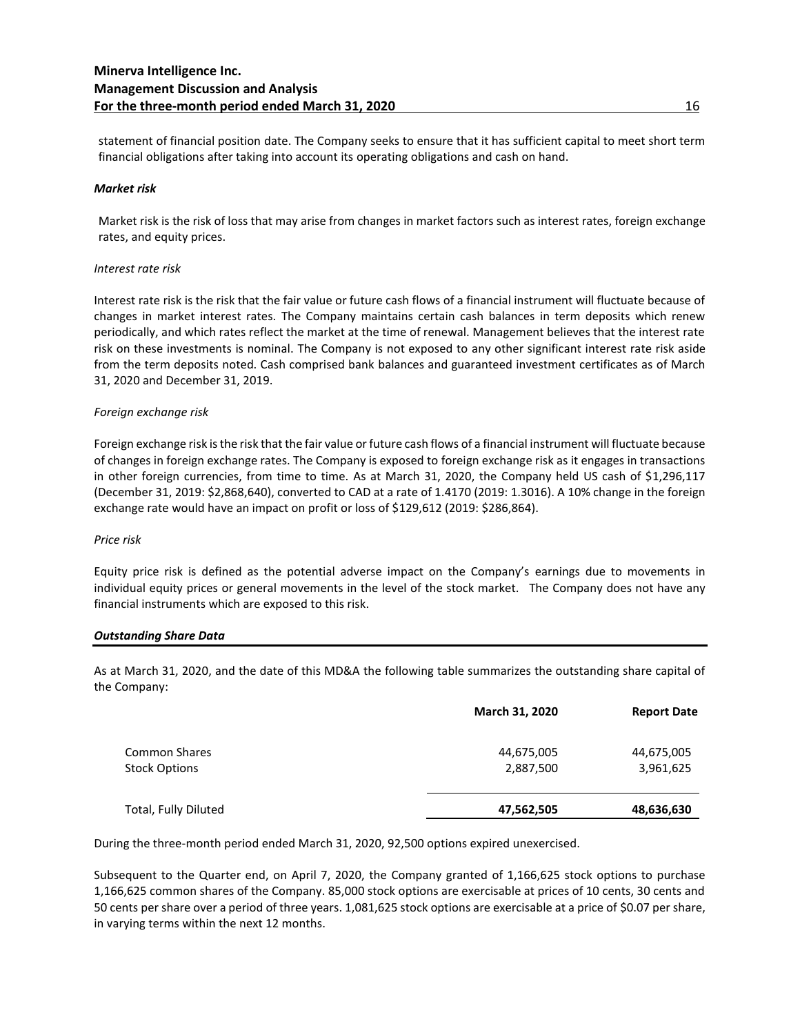statement of financial position date. The Company seeks to ensure that it has sufficient capital to meet short term financial obligations after taking into account its operating obligations and cash on hand.

***Market risk***

Market risk is the risk of loss that may arise from changes in market factors such as interest rates, foreign exchange rates, and equity prices.

*Interest rate risk*

Interest rate risk is the risk that the fair value or future cash flows of a financial instrument will fluctuate because of changes in market interest rates. The Company maintains certain cash balances in term deposits which renew periodically, and which rates reflect the market at the time of renewal. Management believes that the interest rate risk on these investments is nominal. The Company is not exposed to any other significant interest rate risk aside from the term deposits noted. Cash comprised bank balances and guaranteed investment certificates as of March 31, 2020 and December 31, 2019.

*Foreign exchange risk*

Foreign exchange risk is the risk that the fair value or future cash flows of a financial instrument will fluctuate because of changes in foreign exchange rates. The Company is exposed to foreign exchange risk as it engages in transactions in other foreign currencies, from time to time. As at March 31, 2020, the Company held US cash of $1,296,117 (December 31, 2019: $2,868,640), converted to CAD at a rate of 1.4170 (2019: 1.3016). A 10% change in the foreign exchange rate would have an impact on profit or loss of $129,612 (2019: $286,864).

*Price risk*

Equity price risk is defined as the potential adverse impact on the Company's earnings due to movements in individual equity prices or general movements in the level of the stock market. The Company does not have any financial instruments which are exposed to this risk.

## ***Outstanding Share Data***

As at March 31, 2020, and the date of this MD&A the following table summarizes the outstanding share capital of the Company:

| | **March 31, 2020** | **Report Date** |
|---|---|---|
| Common Shares | 44,675,005 | 44,675,005 |
| Stock Options | 2,887,500 | 3,961,625 |
| Total, Fully Diluted | **47,562,505** | **48,636,630** |

During the three-month period ended March 31, 2020, 92,500 options expired unexercised.

Subsequent to the Quarter end, on April 7, 2020, the Company granted of 1,166,625 stock options to purchase 1,166,625 common shares of the Company. 85,000 stock options are exercisable at prices of 10 cents, 30 cents and 50 cents per share over a period of three years. 1,081,625 stock options are exercisable at a price of $0.07 per share, in varying terms within the next 12 months.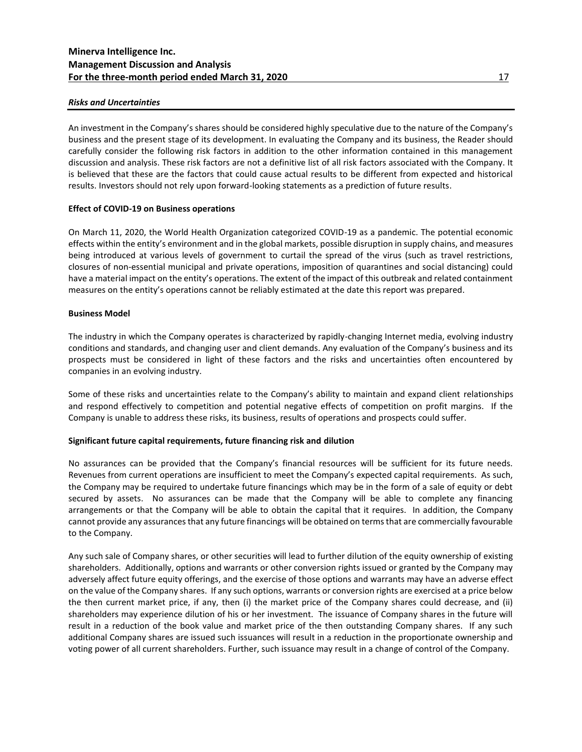### *Risks and Uncertainties*

An investment in the Company's shares should be considered highly speculative due to the nature of the Company's business and the present stage of its development. In evaluating the Company and its business, the Reader should carefully consider the following risk factors in addition to the other information contained in this management discussion and analysis. These risk factors are not a definitive list of all risk factors associated with the Company. It is believed that these are the factors that could cause actual results to be different from expected and historical results. Investors should not rely upon forward-looking statements as a prediction of future results.

**Effect of COVID-19 on Business operations**

On March 11, 2020, the World Health Organization categorized COVID-19 as a pandemic. The potential economic effects within the entity's environment and in the global markets, possible disruption in supply chains, and measures being introduced at various levels of government to curtail the spread of the virus (such as travel restrictions, closures of non-essential municipal and private operations, imposition of quarantines and social distancing) could have a material impact on the entity's operations. The extent of the impact of this outbreak and related containment measures on the entity's operations cannot be reliably estimated at the date this report was prepared.

**Business Model**

The industry in which the Company operates is characterized by rapidly-changing Internet media, evolving industry conditions and standards, and changing user and client demands. Any evaluation of the Company's business and its prospects must be considered in light of these factors and the risks and uncertainties often encountered by companies in an evolving industry.

Some of these risks and uncertainties relate to the Company's ability to maintain and expand client relationships and respond effectively to competition and potential negative effects of competition on profit margins. If the Company is unable to address these risks, its business, results of operations and prospects could suffer.

**Significant future capital requirements, future financing risk and dilution**

No assurances can be provided that the Company's financial resources will be sufficient for its future needs. Revenues from current operations are insufficient to meet the Company's expected capital requirements. As such, the Company may be required to undertake future financings which may be in the form of a sale of equity or debt secured by assets. No assurances can be made that the Company will be able to complete any financing arrangements or that the Company will be able to obtain the capital that it requires. In addition, the Company cannot provide any assurances that any future financings will be obtained on terms that are commercially favourable to the Company.

Any such sale of Company shares, or other securities will lead to further dilution of the equity ownership of existing shareholders. Additionally, options and warrants or other conversion rights issued or granted by the Company may adversely affect future equity offerings, and the exercise of those options and warrants may have an adverse effect on the value of the Company shares. If any such options, warrants or conversion rights are exercised at a price below the then current market price, if any, then (i) the market price of the Company shares could decrease, and (ii) shareholders may experience dilution of his or her investment. The issuance of Company shares in the future will result in a reduction of the book value and market price of the then outstanding Company shares. If any such additional Company shares are issued such issuances will result in a reduction in the proportionate ownership and voting power of all current shareholders. Further, such issuance may result in a change of control of the Company.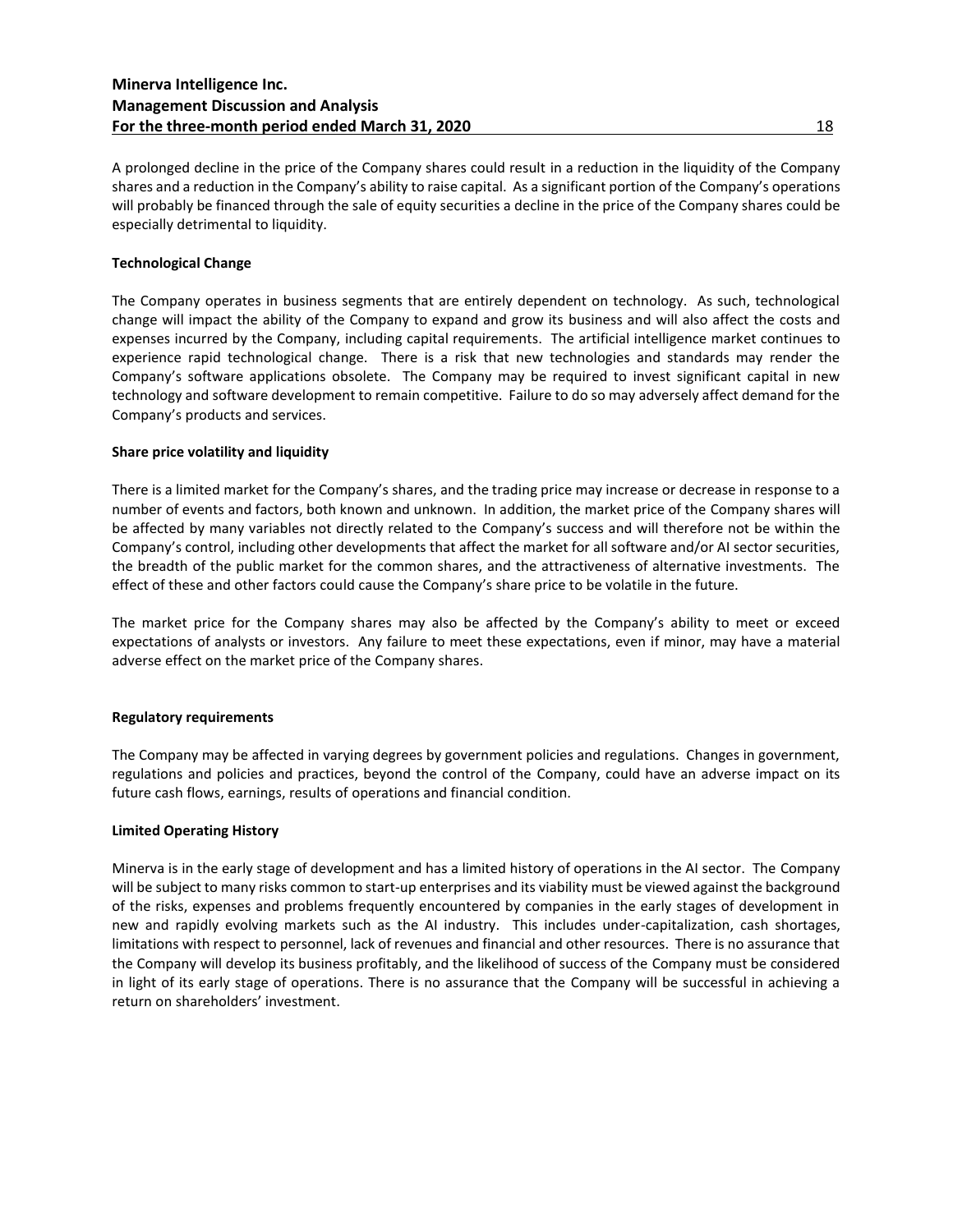A prolonged decline in the price of the Company shares could result in a reduction in the liquidity of the Company shares and a reduction in the Company's ability to raise capital. As a significant portion of the Company's operations will probably be financed through the sale of equity securities a decline in the price of the Company shares could be especially detrimental to liquidity.

**Technological Change**

The Company operates in business segments that are entirely dependent on technology. As such, technological change will impact the ability of the Company to expand and grow its business and will also affect the costs and expenses incurred by the Company, including capital requirements. The artificial intelligence market continues to experience rapid technological change. There is a risk that new technologies and standards may render the Company's software applications obsolete. The Company may be required to invest significant capital in new technology and software development to remain competitive. Failure to do so may adversely affect demand for the Company's products and services.

**Share price volatility and liquidity**

There is a limited market for the Company's shares, and the trading price may increase or decrease in response to a number of events and factors, both known and unknown. In addition, the market price of the Company shares will be affected by many variables not directly related to the Company's success and will therefore not be within the Company's control, including other developments that affect the market for all software and/or AI sector securities, the breadth of the public market for the common shares, and the attractiveness of alternative investments. The effect of these and other factors could cause the Company's share price to be volatile in the future.

The market price for the Company shares may also be affected by the Company's ability to meet or exceed expectations of analysts or investors. Any failure to meet these expectations, even if minor, may have a material adverse effect on the market price of the Company shares.

**Regulatory requirements**

The Company may be affected in varying degrees by government policies and regulations. Changes in government, regulations and policies and practices, beyond the control of the Company, could have an adverse impact on its future cash flows, earnings, results of operations and financial condition.

**Limited Operating History**

Minerva is in the early stage of development and has a limited history of operations in the AI sector. The Company will be subject to many risks common to start-up enterprises and its viability must be viewed against the background of the risks, expenses and problems frequently encountered by companies in the early stages of development in new and rapidly evolving markets such as the AI industry. This includes under-capitalization, cash shortages, limitations with respect to personnel, lack of revenues and financial and other resources. There is no assurance that the Company will develop its business profitably, and the likelihood of success of the Company must be considered in light of its early stage of operations. There is no assurance that the Company will be successful in achieving a return on shareholders' investment.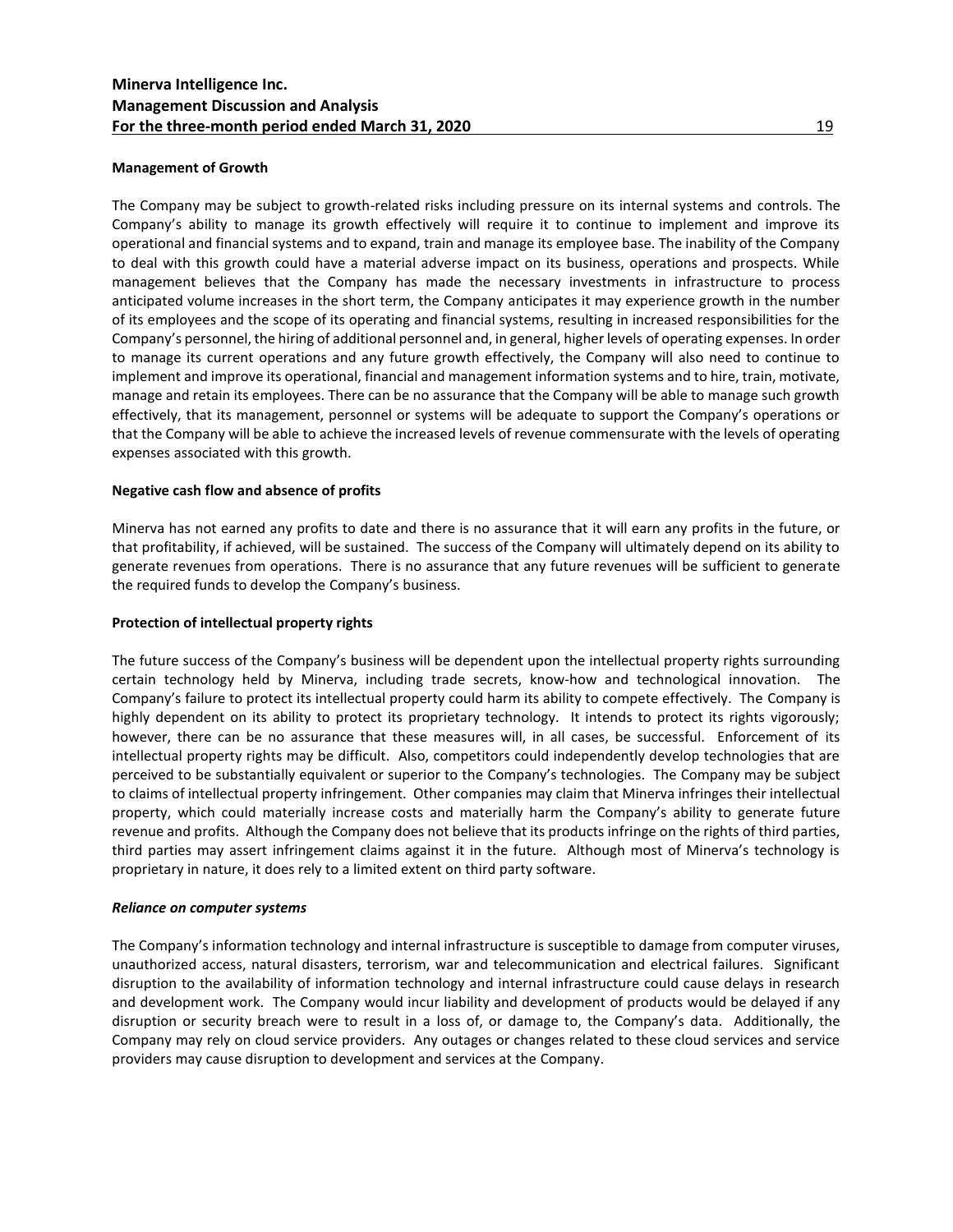**Management of Growth**

The Company may be subject to growth-related risks including pressure on its internal systems and controls. The Company's ability to manage its growth effectively will require it to continue to implement and improve its operational and financial systems and to expand, train and manage its employee base. The inability of the Company to deal with this growth could have a material adverse impact on its business, operations and prospects. While management believes that the Company has made the necessary investments in infrastructure to process anticipated volume increases in the short term, the Company anticipates it may experience growth in the number of its employees and the scope of its operating and financial systems, resulting in increased responsibilities for the Company's personnel, the hiring of additional personnel and, in general, higher levels of operating expenses. In order to manage its current operations and any future growth effectively, the Company will also need to continue to implement and improve its operational, financial and management information systems and to hire, train, motivate, manage and retain its employees. There can be no assurance that the Company will be able to manage such growth effectively, that its management, personnel or systems will be adequate to support the Company's operations or that the Company will be able to achieve the increased levels of revenue commensurate with the levels of operating expenses associated with this growth.

**Negative cash flow and absence of profits**

Minerva has not earned any profits to date and there is no assurance that it will earn any profits in the future, or that profitability, if achieved, will be sustained. The success of the Company will ultimately depend on its ability to generate revenues from operations. There is no assurance that any future revenues will be sufficient to generate the required funds to develop the Company's business.

**Protection of intellectual property rights**

The future success of the Company's business will be dependent upon the intellectual property rights surrounding certain technology held by Minerva, including trade secrets, know-how and technological innovation. The Company's failure to protect its intellectual property could harm its ability to compete effectively. The Company is highly dependent on its ability to protect its proprietary technology. It intends to protect its rights vigorously; however, there can be no assurance that these measures will, in all cases, be successful. Enforcement of its intellectual property rights may be difficult. Also, competitors could independently develop technologies that are perceived to be substantially equivalent or superior to the Company's technologies. The Company may be subject to claims of intellectual property infringement. Other companies may claim that Minerva infringes their intellectual property, which could materially increase costs and materially harm the Company's ability to generate future revenue and profits. Although the Company does not believe that its products infringe on the rights of third parties, third parties may assert infringement claims against it in the future. Although most of Minerva's technology is proprietary in nature, it does rely to a limited extent on third party software.

***Reliance on computer systems***

The Company's information technology and internal infrastructure is susceptible to damage from computer viruses, unauthorized access, natural disasters, terrorism, war and telecommunication and electrical failures. Significant disruption to the availability of information technology and internal infrastructure could cause delays in research and development work. The Company would incur liability and development of products would be delayed if any disruption or security breach were to result in a loss of, or damage to, the Company's data. Additionally, the Company may rely on cloud service providers. Any outages or changes related to these cloud services and service providers may cause disruption to development and services at the Company.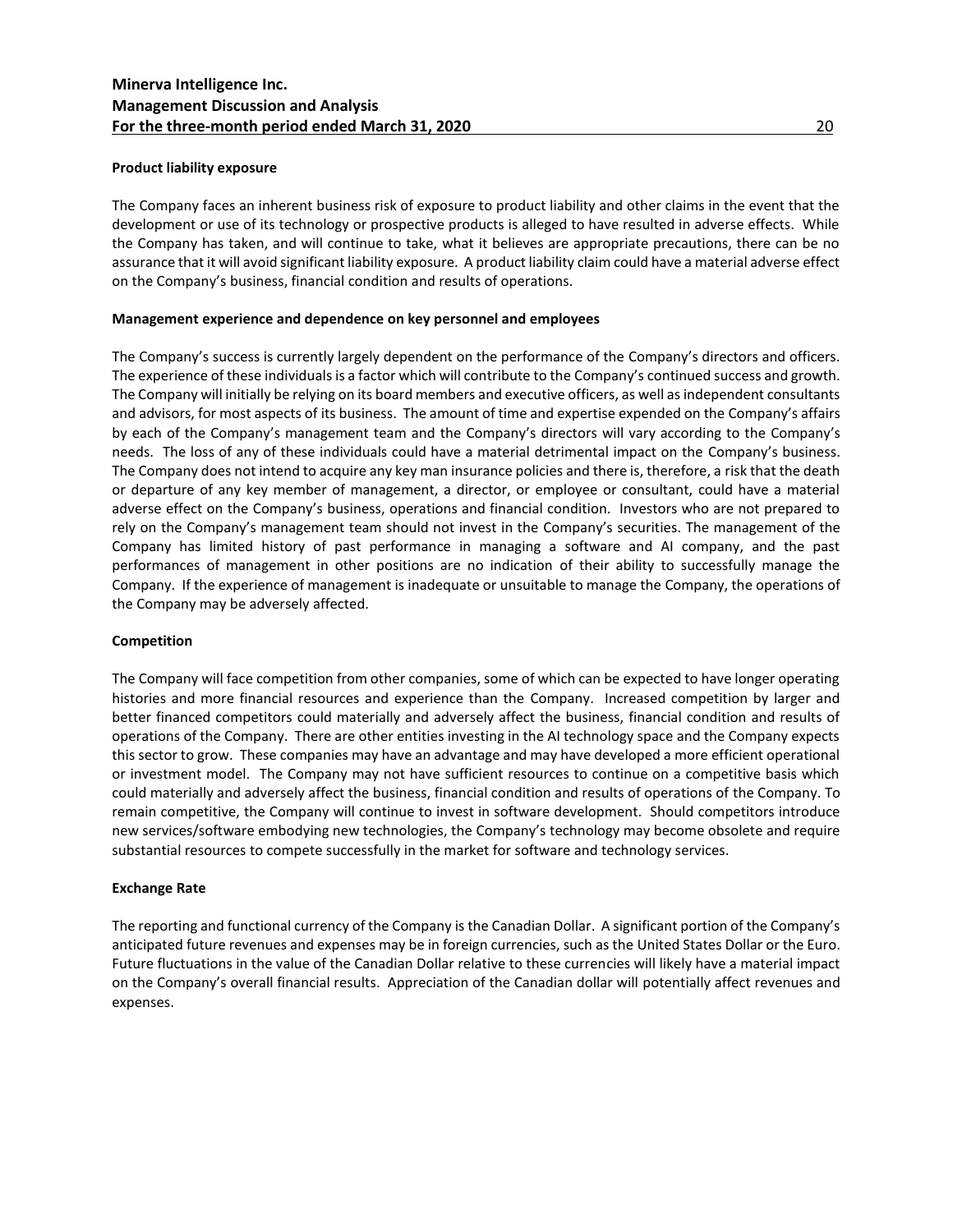**Product liability exposure**

The Company faces an inherent business risk of exposure to product liability and other claims in the event that the development or use of its technology or prospective products is alleged to have resulted in adverse effects. While the Company has taken, and will continue to take, what it believes are appropriate precautions, there can be no assurance that it will avoid significant liability exposure. A product liability claim could have a material adverse effect on the Company's business, financial condition and results of operations.

**Management experience and dependence on key personnel and employees**

The Company's success is currently largely dependent on the performance of the Company's directors and officers. The experience of these individuals is a factor which will contribute to the Company's continued success and growth. The Company will initially be relying on its board members and executive officers, as well as independent consultants and advisors, for most aspects of its business. The amount of time and expertise expended on the Company's affairs by each of the Company's management team and the Company's directors will vary according to the Company's needs. The loss of any of these individuals could have a material detrimental impact on the Company's business. The Company does not intend to acquire any key man insurance policies and there is, therefore, a risk that the death or departure of any key member of management, a director, or employee or consultant, could have a material adverse effect on the Company's business, operations and financial condition. Investors who are not prepared to rely on the Company's management team should not invest in the Company's securities. The management of the Company has limited history of past performance in managing a software and AI company, and the past performances of management in other positions are no indication of their ability to successfully manage the Company. If the experience of management is inadequate or unsuitable to manage the Company, the operations of the Company may be adversely affected.

**Competition**

The Company will face competition from other companies, some of which can be expected to have longer operating histories and more financial resources and experience than the Company. Increased competition by larger and better financed competitors could materially and adversely affect the business, financial condition and results of operations of the Company. There are other entities investing in the AI technology space and the Company expects this sector to grow. These companies may have an advantage and may have developed a more efficient operational or investment model. The Company may not have sufficient resources to continue on a competitive basis which could materially and adversely affect the business, financial condition and results of operations of the Company. To remain competitive, the Company will continue to invest in software development. Should competitors introduce new services/software embodying new technologies, the Company's technology may become obsolete and require substantial resources to compete successfully in the market for software and technology services.

**Exchange Rate**

The reporting and functional currency of the Company is the Canadian Dollar. A significant portion of the Company's anticipated future revenues and expenses may be in foreign currencies, such as the United States Dollar or the Euro. Future fluctuations in the value of the Canadian Dollar relative to these currencies will likely have a material impact on the Company's overall financial results. Appreciation of the Canadian dollar will potentially affect revenues and expenses.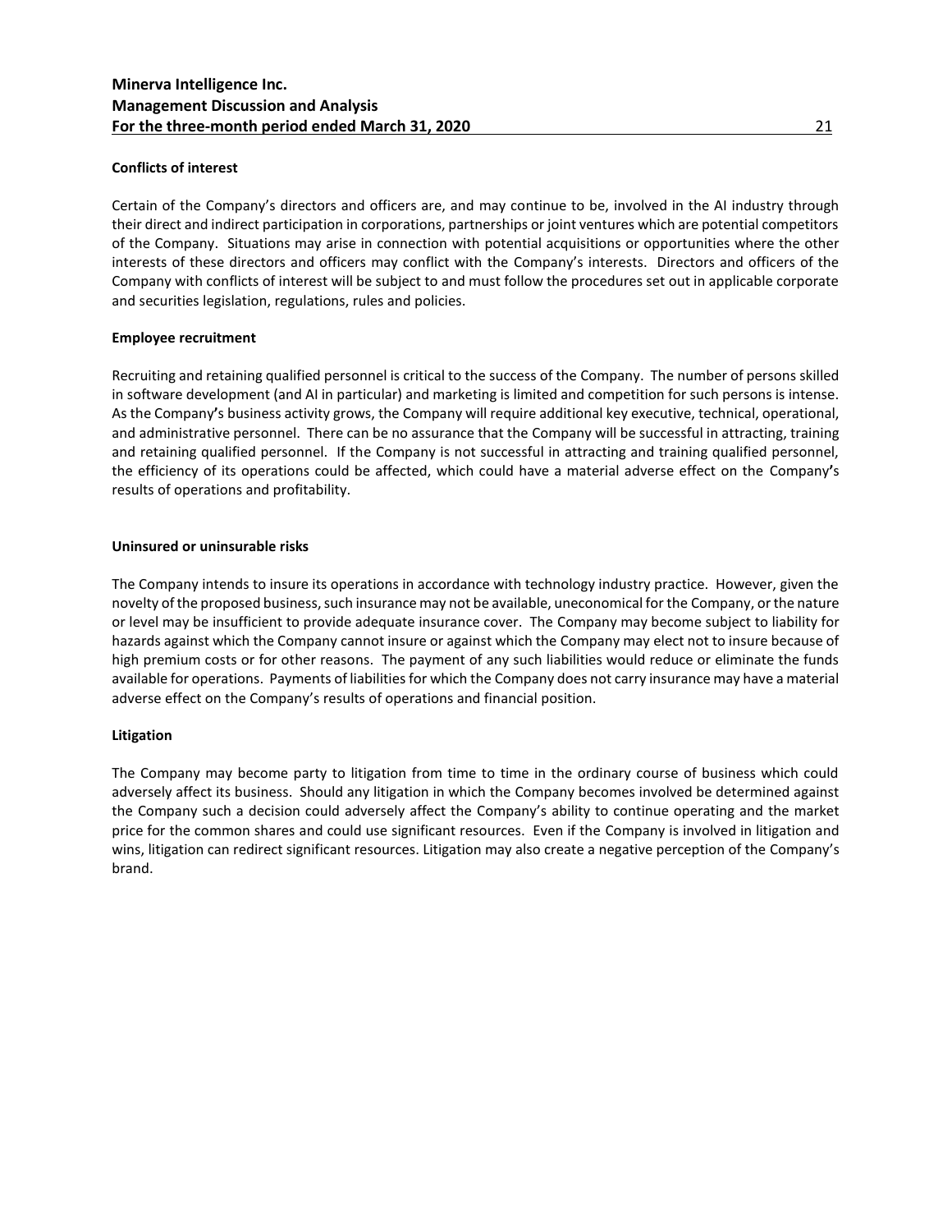**Conflicts of interest**

Certain of the Company's directors and officers are, and may continue to be, involved in the AI industry through their direct and indirect participation in corporations, partnerships or joint ventures which are potential competitors of the Company. Situations may arise in connection with potential acquisitions or opportunities where the other interests of these directors and officers may conflict with the Company's interests. Directors and officers of the Company with conflicts of interest will be subject to and must follow the procedures set out in applicable corporate and securities legislation, regulations, rules and policies.

**Employee recruitment**

Recruiting and retaining qualified personnel is critical to the success of the Company. The number of persons skilled in software development (and AI in particular) and marketing is limited and competition for such persons is intense. As the Company's business activity grows, the Company will require additional key executive, technical, operational, and administrative personnel. There can be no assurance that the Company will be successful in attracting, training and retaining qualified personnel. If the Company is not successful in attracting and training qualified personnel, the efficiency of its operations could be affected, which could have a material adverse effect on the Company's results of operations and profitability.

**Uninsured or uninsurable risks**

The Company intends to insure its operations in accordance with technology industry practice. However, given the novelty of the proposed business, such insurance may not be available, uneconomical for the Company, or the nature or level may be insufficient to provide adequate insurance cover. The Company may become subject to liability for hazards against which the Company cannot insure or against which the Company may elect not to insure because of high premium costs or for other reasons. The payment of any such liabilities would reduce or eliminate the funds available for operations. Payments of liabilities for which the Company does not carry insurance may have a material adverse effect on the Company's results of operations and financial position.

**Litigation**

The Company may become party to litigation from time to time in the ordinary course of business which could adversely affect its business. Should any litigation in which the Company becomes involved be determined against the Company such a decision could adversely affect the Company's ability to continue operating and the market price for the common shares and could use significant resources. Even if the Company is involved in litigation and wins, litigation can redirect significant resources. Litigation may also create a negative perception of the Company's brand.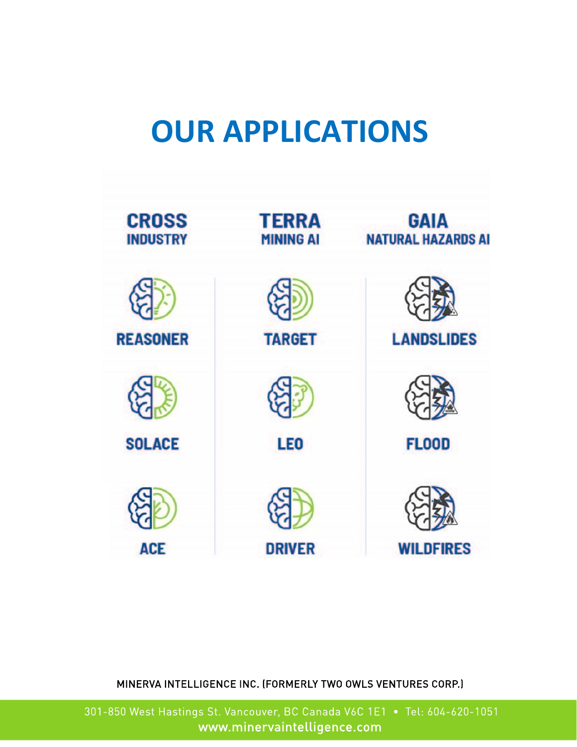# OUR APPLICATIONS

**CROSS**
INDUSTRY

REASONER

SOLACE

ACE

**TERRA**
MINING AI

TARGET

LEO

DRIVER

**GAIA**
NATURAL HAZARDS AI

LANDSLIDES

FLOOD

WILDFIRES

MINERVA INTELLIGENCE INC. (FORMERLY TWO OWLS VENTURES CORP.)

301-850 West Hastings St. Vancouver, BC Canada V6C 1E1 • Tel: 604-620-1051
www.minervaintelligence.com